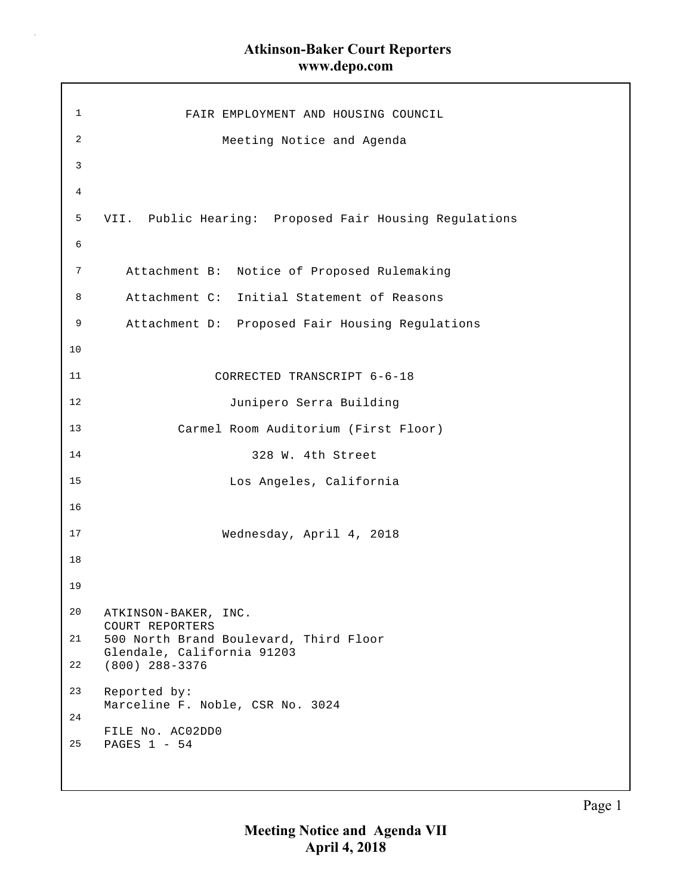# FAIR EMPLOYMENT AND HOUSING COUNCIL

## Meeting Notice and Agenda

VII. Public Hearing: Proposed Fair Housing Regulations

Attachment B: Notice of Proposed Rulemaking
Attachment C: Initial Statement of Reasons
Attachment D: Proposed Fair Housing Regulations

CORRECTED TRANSCRIPT 6-6-18

Junipero Serra Building
Carmel Room Auditorium (First Floor)
328 W. 4th Street
Los Angeles, California

Wednesday, April 4, 2018

ATKINSON-BAKER, INC.
COURT REPORTERS
500 North Brand Boulevard, Third Floor
Glendale, California 91203
(800) 288-3376

Reported by:
Marceline F. Noble, CSR No. 3024

FILE No. AC02DD0
PAGES 1 - 54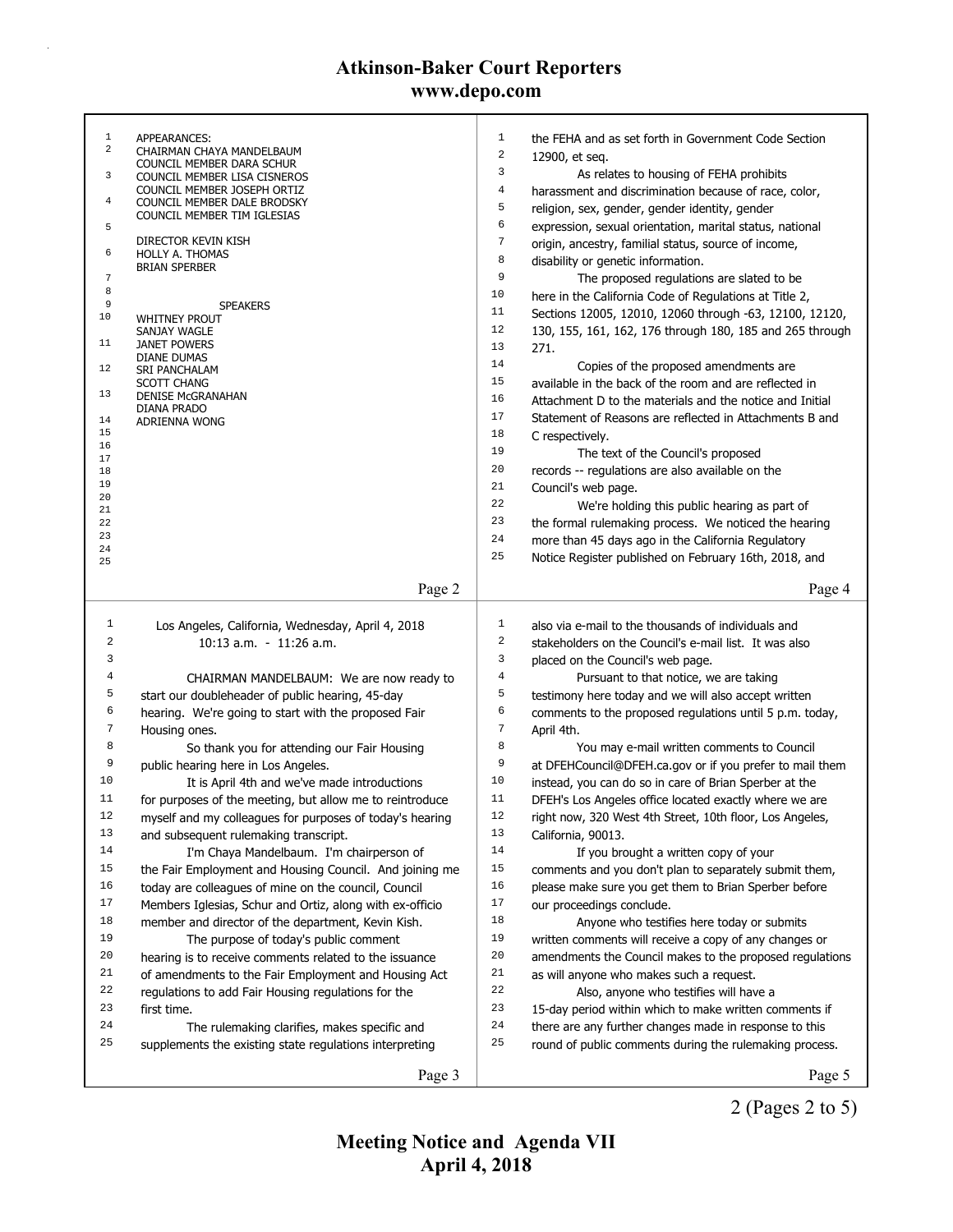**Page 2**

APPEARANCES:
CHAIRMAN CHAYA MANDELBAUM
COUNCIL MEMBER DARA SCHUR
COUNCIL MEMBER LISA CISNEROS
COUNCIL MEMBER JOSEPH ORTIZ
COUNCIL MEMBER DALE BRODSKY
COUNCIL MEMBER TIM IGLESIAS

DIRECTOR KEVIN KISH
HOLLY A. THOMAS
BRIAN SPERBER

SPEAKERS
WHITNEY PROUT
SANJAY WAGLE
JANET POWERS
DIANE DUMAS
SRI PANCHALAM
SCOTT CHANG
DENISE McGRANAHAN
DIANA PRADO
ADRIENNA WONG

**Page 3**

Los Angeles, California, Wednesday, April 4, 2018
10:13 a.m. - 11:26 a.m.

CHAIRMAN MANDELBAUM: We are now ready to start our doubleheader of public hearing, 45-day hearing. We're going to start with the proposed Fair Housing ones.

So thank you for attending our Fair Housing public hearing here in Los Angeles.

It is April 4th and we've made introductions for purposes of the meeting, but allow me to reintroduce myself and my colleagues for purposes of today's hearing and subsequent rulemaking transcript.

I'm Chaya Mandelbaum. I'm chairperson of the Fair Employment and Housing Council. And joining me today are colleagues of mine on the council, Council Members Iglesias, Schur and Ortiz, along with ex-officio member and director of the department, Kevin Kish.

The purpose of today's public comment hearing is to receive comments related to the issuance of amendments to the Fair Employment and Housing Act regulations to add Fair Housing regulations for the first time.

The rulemaking clarifies, makes specific and supplements the existing state regulations interpreting

**Page 4**

the FEHA and as set forth in Government Code Section 12900, et seq.

As relates to housing of FEHA prohibits harassment and discrimination because of race, color, religion, sex, gender, gender identity, gender expression, sexual orientation, marital status, national origin, ancestry, familial status, source of income, disability or genetic information.

The proposed regulations are slated to be here in the California Code of Regulations at Title 2, Sections 12005, 12010, 12060 through -63, 12100, 12120, 130, 155, 161, 162, 176 through 180, 185 and 265 through 271.

Copies of the proposed amendments are available in the back of the room and are reflected in Attachment D to the materials and the notice and Initial Statement of Reasons are reflected in Attachments B and C respectively.

The text of the Council's proposed records -- regulations are also available on the Council's web page.

We're holding this public hearing as part of the formal rulemaking process. We noticed the hearing more than 45 days ago in the California Regulatory Notice Register published on February 16th, 2018, and

**Page 5**

also via e-mail to the thousands of individuals and stakeholders on the Council's e-mail list. It was also placed on the Council's web page.

Pursuant to that notice, we are taking testimony here today and we will also accept written comments to the proposed regulations until 5 p.m. today, April 4th.

You may e-mail written comments to Council at DFEHCouncil@DFEH.ca.gov or if you prefer to mail them instead, you can do so in care of Brian Sperber at the DFEH's Los Angeles office located exactly where we are right now, 320 West 4th Street, 10th floor, Los Angeles, California, 90013.

If you brought a written copy of your comments and you don't plan to separately submit them, please make sure you get them to Brian Sperber before our proceedings conclude.

Anyone who testifies here today or submits written comments will receive a copy of any changes or amendments the Council makes to the proposed regulations as will anyone who makes such a request.

Also, anyone who testifies will have a 15-day period within which to make written comments if there are any further changes made in response to this round of public comments during the rulemaking process.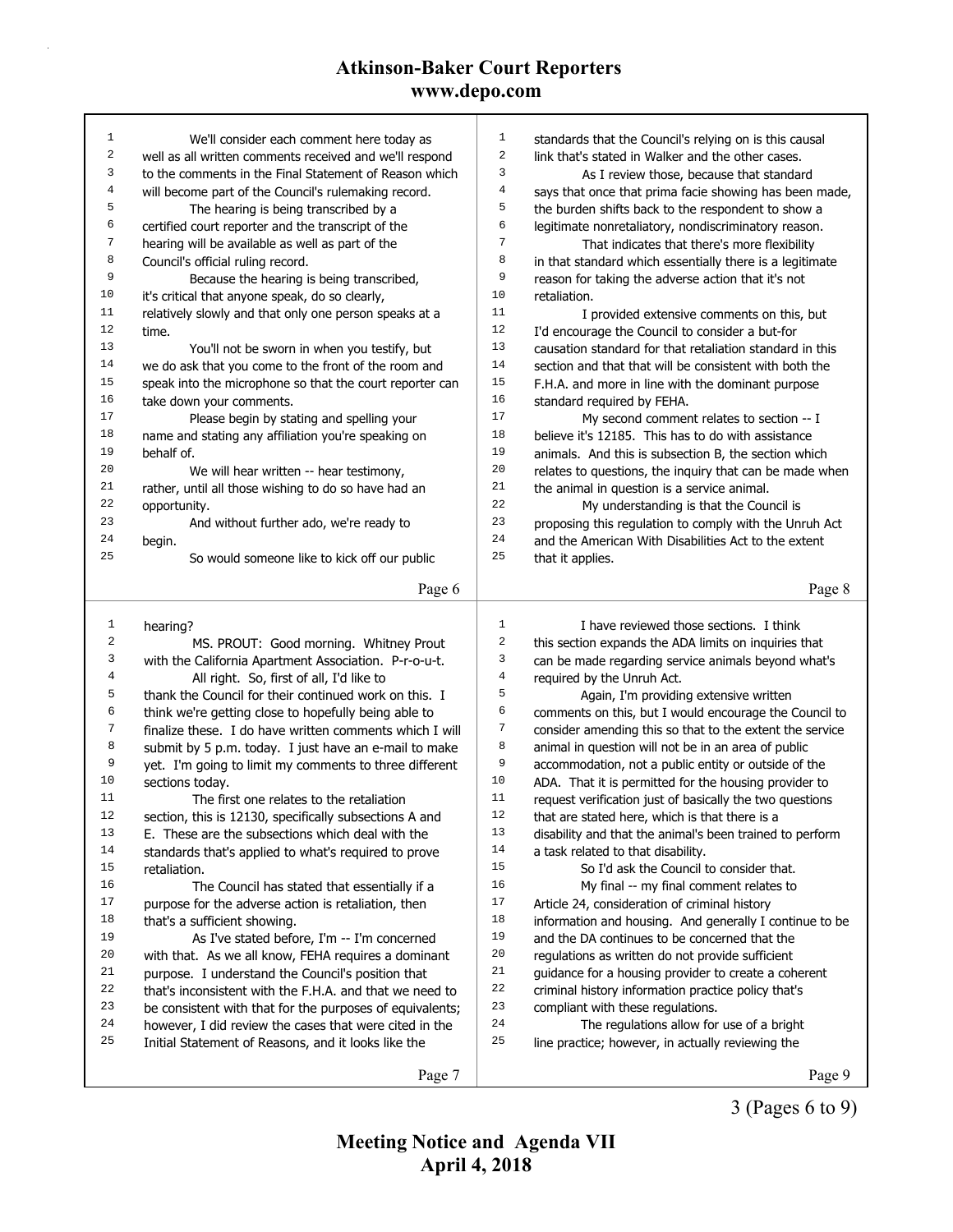We'll consider each comment here today as well as all written comments received and we'll respond to the comments in the Final Statement of Reason which will become part of the Council's rulemaking record.

The hearing is being transcribed by a certified court reporter and the transcript of the hearing will be available as well as part of the Council's official ruling record.

Because the hearing is being transcribed, it's critical that anyone speak, do so clearly, relatively slowly and that only one person speaks at a time.

You'll not be sworn in when you testify, but we do ask that you come to the front of the room and speak into the microphone so that the court reporter can take down your comments.

Please begin by stating and spelling your name and stating any affiliation you're speaking on behalf of.

We will hear written -- hear testimony, rather, until all those wishing to do so have had an opportunity.

And without further ado, we're ready to begin.

So would someone like to kick off our public hearing?

MS. PROUT: Good morning. Whitney Prout with the California Apartment Association. P-r-o-u-t.

All right. So, first of all, I'd like to thank the Council for their continued work on this. I think we're getting close to hopefully being able to finalize these. I do have written comments which I will submit by 5 p.m. today. I just have an e-mail to make yet. I'm going to limit my comments to three different sections today.

The first one relates to the retaliation section, this is 12130, specifically subsections A and E. These are the subsections which deal with the standards that's applied to what's required to prove retaliation.

The Council has stated that essentially if a purpose for the adverse action is retaliation, then that's a sufficient showing.

As I've stated before, I'm -- I'm concerned with that. As we all know, FEHA requires a dominant purpose. I understand the Council's position that that's inconsistent with the F.H.A. and that we need to be consistent with that for the purposes of equivalents; however, I did review the cases that were cited in the Initial Statement of Reasons, and it looks like the standards that the Council's relying on is this causal link that's stated in Walker and the other cases.

As I review those, because that standard says that once that prima facie showing has been made, the burden shifts back to the respondent to show a legitimate nonretaliatory, nondiscriminatory reason.

That indicates that there's more flexibility in that standard which essentially there is a legitimate reason for taking the adverse action that it's not retaliation.

I provided extensive comments on this, but I'd encourage the Council to consider a but-for causation standard for that retaliation standard in this section and that that will be consistent with both the F.H.A. and more in line with the dominant purpose standard required by FEHA.

My second comment relates to section -- I believe it's 12185. This has to do with assistance animals. And this is subsection B, the section which relates to questions, the inquiry that can be made when the animal in question is a service animal.

My understanding is that the Council is proposing this regulation to comply with the Unruh Act and the American With Disabilities Act to the extent that it applies.

I have reviewed those sections. I think this section expands the ADA limits on inquiries that can be made regarding service animals beyond what's required by the Unruh Act.

Again, I'm providing extensive written comments on this, but I would encourage the Council to consider amending this so that to the extent the service animal in question will not be in an area of public accommodation, not a public entity or outside of the ADA. That it is permitted for the housing provider to request verification just of basically the two questions that are stated here, which is that there is a disability and that the animal's been trained to perform a task related to that disability.

So I'd ask the Council to consider that.

My final -- my final comment relates to Article 24, consideration of criminal history information and housing. And generally I continue to be and the DA continues to be concerned that the regulations as written do not provide sufficient guidance for a housing provider to create a coherent criminal history information practice policy that's compliant with these regulations.

The regulations allow for use of a bright line practice; however, in actually reviewing the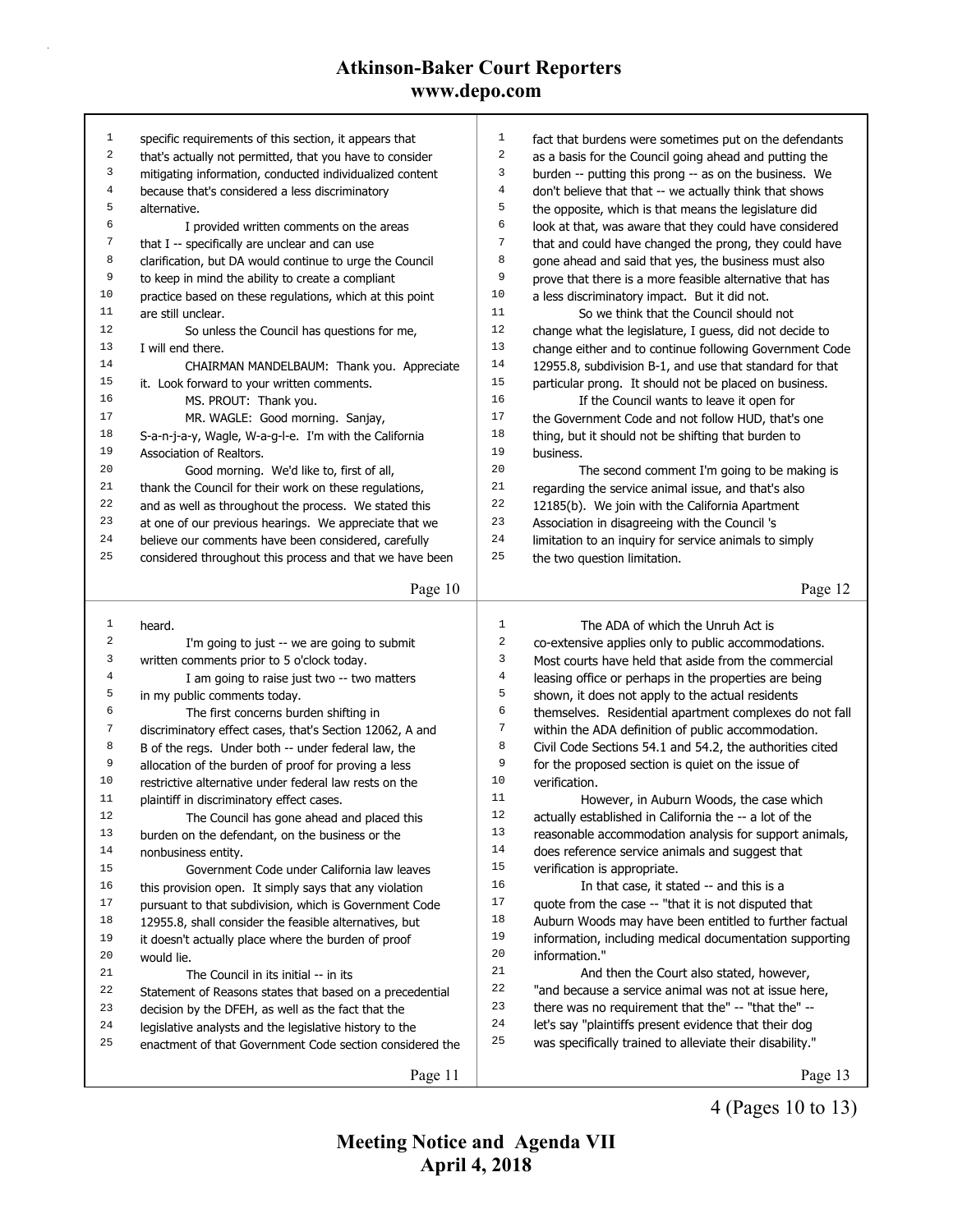specific requirements of this section, it appears that that's actually not permitted, that you have to consider mitigating information, conducted individualized content because that's considered a less discriminatory alternative.

I provided written comments on the areas that I -- specifically are unclear and can use clarification, but DA would continue to urge the Council to keep in mind the ability to create a compliant practice based on these regulations, which at this point are still unclear.

So unless the Council has questions for me, I will end there.

CHAIRMAN MANDELBAUM: Thank you. Appreciate it. Look forward to your written comments.

MS. PROUT: Thank you.

MR. WAGLE: Good morning. Sanjay, S-a-n-j-a-y, Wagle, W-a-g-l-e. I'm with the California Association of Realtors.

Good morning. We'd like to, first of all, thank the Council for their work on these regulations, and as well as throughout the process. We stated this at one of our previous hearings. We appreciate that we believe our comments have been considered, carefully considered throughout this process and that we have been heard.

I'm going to just -- we are going to submit written comments prior to 5 o'clock today.

I am going to raise just two -- two matters in my public comments today.

The first concerns burden shifting in discriminatory effect cases, that's Section 12062, A and B of the regs. Under both -- under federal law, the allocation of the burden of proof for proving a less restrictive alternative under federal law rests on the plaintiff in discriminatory effect cases.

The Council has gone ahead and placed this burden on the defendant, on the business or the nonbusiness entity.

Government Code under California law leaves this provision open. It simply says that any violation pursuant to that subdivision, which is Government Code 12955.8, shall consider the feasible alternatives, but it doesn't actually place where the burden of proof would lie.

The Council in its initial -- in its Statement of Reasons states that based on a precedential decision by the DFEH, as well as the fact that the legislative analysts and the legislative history to the enactment of that Government Code section considered the fact that burdens were sometimes put on the defendants as a basis for the Council going ahead and putting the burden -- putting this prong -- as on the business. We don't believe that that -- we actually think that shows the opposite, which is that means the legislature did look at that, was aware that they could have considered that and could have changed the prong, they could have gone ahead and said that yes, the business must also prove that there is a more feasible alternative that has a less discriminatory impact. But it did not.

So we think that the Council should not change what the legislature, I guess, did not decide to change either and to continue following Government Code 12955.8, subdivision B-1, and use that standard for that particular prong. It should not be placed on business.

If the Council wants to leave it open for the Government Code and not follow HUD, that's one thing, but it should not be shifting that burden to business.

The second comment I'm going to be making is regarding the service animal issue, and that's also 12185(b). We join with the California Apartment Association in disagreeing with the Council 's limitation to an inquiry for service animals to simply the two question limitation.

The ADA of which the Unruh Act is co-extensive applies only to public accommodations. Most courts have held that aside from the commercial leasing office or perhaps in the properties are being shown, it does not apply to the actual residents themselves. Residential apartment complexes do not fall within the ADA definition of public accommodation. Civil Code Sections 54.1 and 54.2, the authorities cited for the proposed section is quiet on the issue of verification.

However, in Auburn Woods, the case which actually established in California the -- a lot of the reasonable accommodation analysis for support animals, does reference service animals and suggest that verification is appropriate.

In that case, it stated -- and this is a quote from the case -- "that it is not disputed that Auburn Woods may have been entitled to further factual information, including medical documentation supporting information."

And then the Court also stated, however, "and because a service animal was not at issue here, there was no requirement that the" -- "that the" -- let's say "plaintiffs present evidence that their dog was specifically trained to alleviate their disability."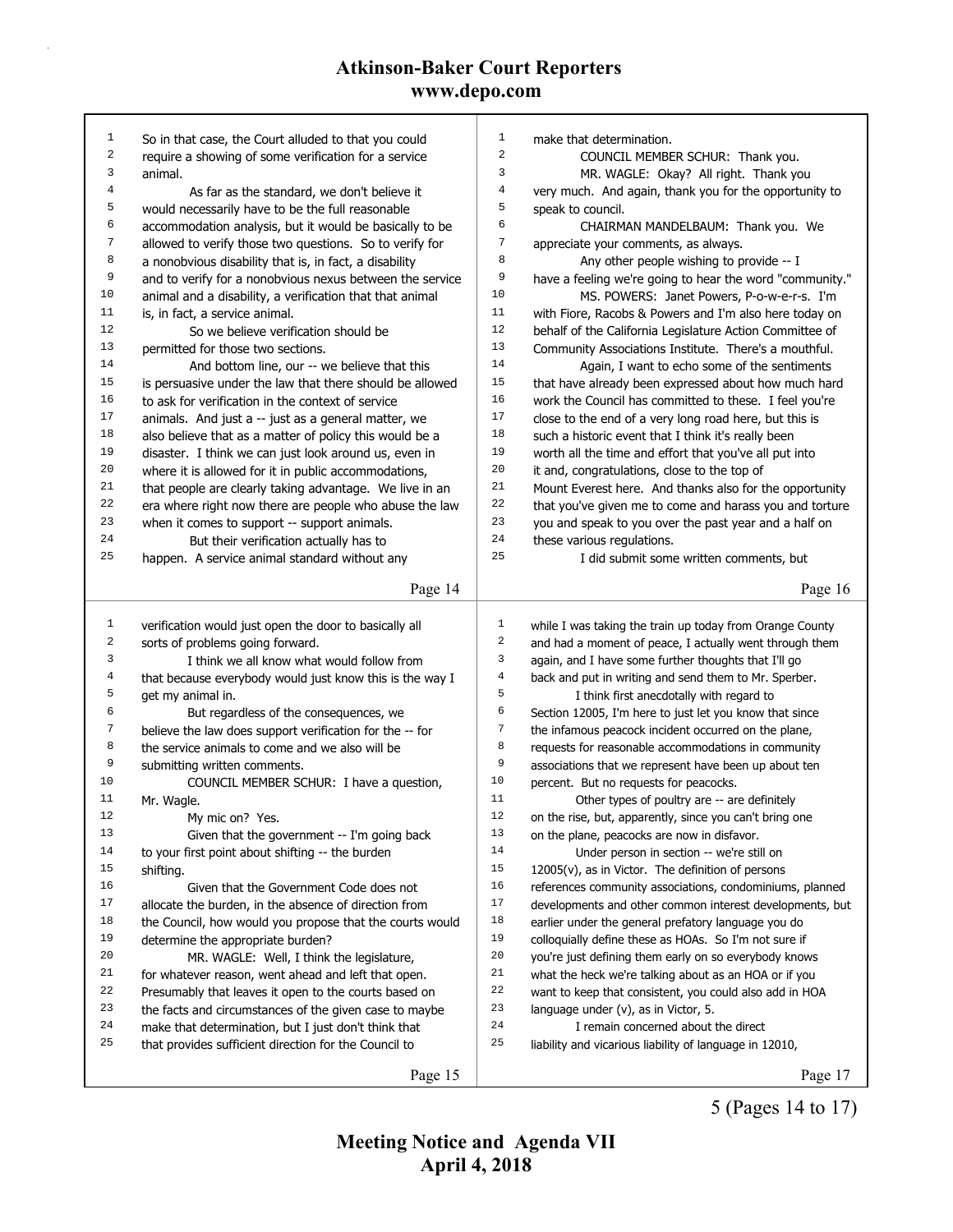So in that case, the Court alluded to that you could require a showing of some verification for a service animal.

As far as the standard, we don't believe it would necessarily have to be the full reasonable accommodation analysis, but it would be basically to be allowed to verify those two questions. So to verify for a nonobvious disability that is, in fact, a disability and to verify for a nonobvious nexus between the service animal and a disability, a verification that that animal is, in fact, a service animal.

So we believe verification should be permitted for those two sections.

And bottom line, our -- we believe that this is persuasive under the law that there should be allowed to ask for verification in the context of service animals. And just a -- just as a general matter, we also believe that as a matter of policy this would be a disaster. I think we can just look around us, even in where it is allowed for it in public accommodations, that people are clearly taking advantage. We live in an era where right now there are people who abuse the law when it comes to support -- support animals.

But their verification actually has to happen. A service animal standard without any verification would just open the door to basically all sorts of problems going forward.

I think we all know what would follow from that because everybody would just know this is the way I get my animal in.

But regardless of the consequences, we believe the law does support verification for the -- for the service animals to come and we also will be submitting written comments.

COUNCIL MEMBER SCHUR: I have a question, Mr. Wagle.

My mic on? Yes.

Given that the government -- I'm going back to your first point about shifting -- the burden shifting.

Given that the Government Code does not allocate the burden, in the absence of direction from the Council, how would you propose that the courts would determine the appropriate burden?

MR. WAGLE: Well, I think the legislature, for whatever reason, went ahead and left that open. Presumably that leaves it open to the courts based on the facts and circumstances of the given case to maybe make that determination, but I just don't think that that provides sufficient direction for the Council to make that determination.

COUNCIL MEMBER SCHUR: Thank you.

MR. WAGLE: Okay? All right. Thank you very much. And again, thank you for the opportunity to speak to council.

CHAIRMAN MANDELBAUM: Thank you. We appreciate your comments, as always.

Any other people wishing to provide -- I have a feeling we're going to hear the word "community."

MS. POWERS: Janet Powers, P-o-w-e-r-s. I'm with Fiore, Racobs & Powers and I'm also here today on behalf of the California Legislature Action Committee of Community Associations Institute. There's a mouthful.

Again, I want to echo some of the sentiments that have already been expressed about how much hard work the Council has committed to these. I feel you're close to the end of a very long road here, but this is such a historic event that I think it's really been worth all the time and effort that you've all put into it and, congratulations, close to the top of Mount Everest here. And thanks also for the opportunity that you've given me to come and harass you and torture you and speak to you over the past year and a half on these various regulations.

I did submit some written comments, but while I was taking the train up today from Orange County and had a moment of peace, I actually went through them again, and I have some further thoughts that I'll go back and put in writing and send them to Mr. Sperber.

I think first anecdotally with regard to Section 12005, I'm here to just let you know that since the infamous peacock incident occurred on the plane, requests for reasonable accommodations in community associations that we represent have been up about ten percent. But no requests for peacocks.

Other types of poultry are -- are definitely on the rise, but, apparently, since you can't bring one on the plane, peacocks are now in disfavor.

Under person in section -- we're still on 12005(v), as in Victor. The definition of persons references community associations, condominiums, planned developments and other common interest developments, but earlier under the general prefatory language you do colloquially define these as HOAs. So I'm not sure if you're just defining them early on so everybody knows what the heck we're talking about as an HOA or if you want to keep that consistent, you could also add in HOA language under (v), as in Victor, 5.

I remain concerned about the direct liability and vicarious liability of language in 12010,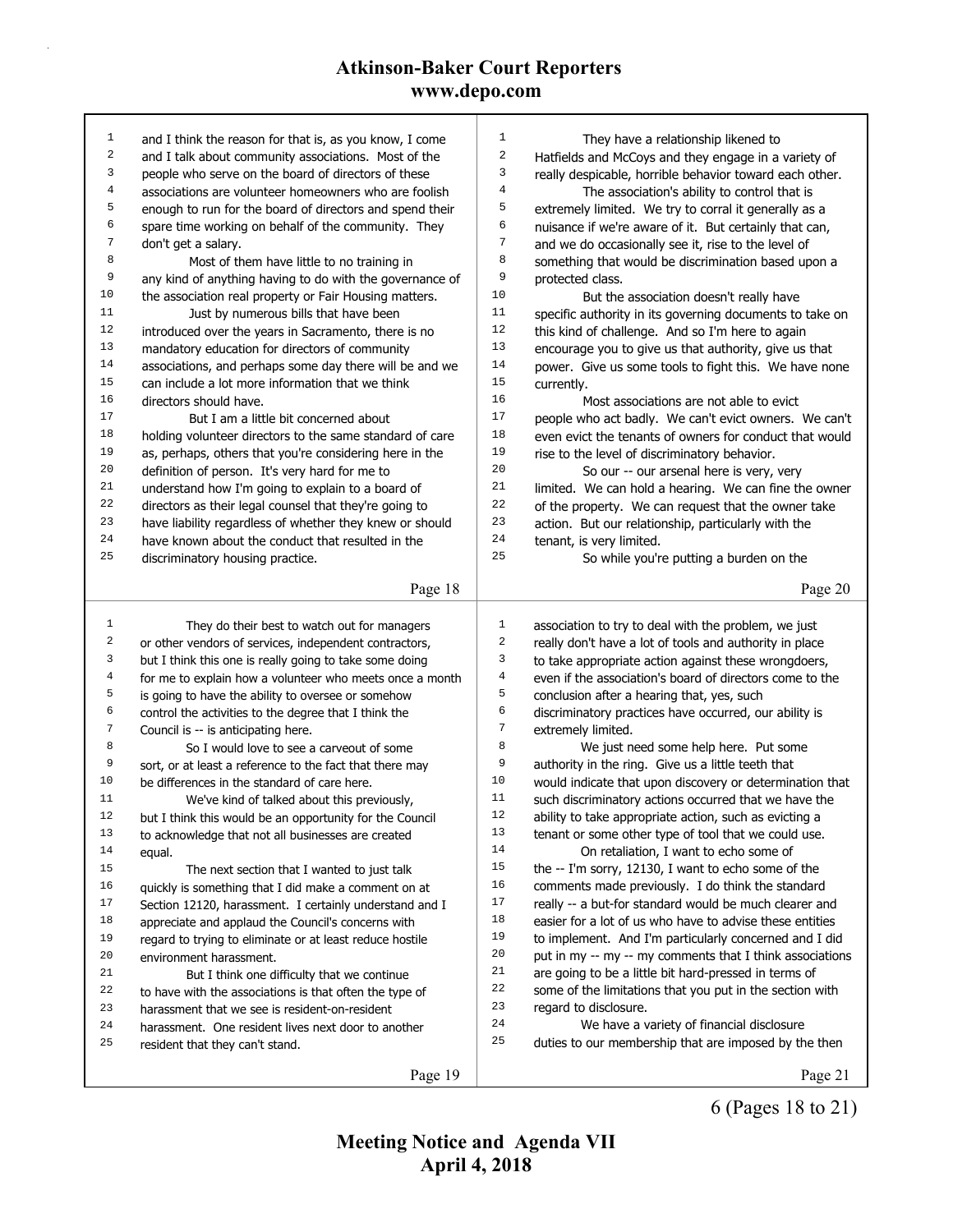and I think the reason for that is, as you know, I come and I talk about community associations. Most of the people who serve on the board of directors of these associations are volunteer homeowners who are foolish enough to run for the board of directors and spend their spare time working on behalf of the community. They don't get a salary.

Most of them have little to no training in any kind of anything having to do with the governance of the association real property or Fair Housing matters.

Just by numerous bills that have been introduced over the years in Sacramento, there is no mandatory education for directors of community associations, and perhaps some day there will be and we can include a lot more information that we think directors should have.

But I am a little bit concerned about holding volunteer directors to the same standard of care as, perhaps, others that you're considering here in the definition of person. It's very hard for me to understand how I'm going to explain to a board of directors as their legal counsel that they're going to have liability regardless of whether they knew or should have known about the conduct that resulted in the discriminatory housing practice.

They do their best to watch out for managers or other vendors of services, independent contractors, but I think this one is really going to take some doing for me to explain how a volunteer who meets once a month is going to have the ability to oversee or somehow control the activities to the degree that I think the Council is -- is anticipating here.

So I would love to see a carveout of some sort, or at least a reference to the fact that there may be differences in the standard of care here.

We've kind of talked about this previously, but I think this would be an opportunity for the Council to acknowledge that not all businesses are created equal.

The next section that I wanted to just talk quickly is something that I did make a comment on at Section 12120, harassment. I certainly understand and I appreciate and applaud the Council's concerns with regard to trying to eliminate or at least reduce hostile environment harassment.

But I think one difficulty that we continue to have with the associations is that often the type of harassment that we see is resident-on-resident harassment. One resident lives next door to another resident that they can't stand.

They have a relationship likened to Hatfields and McCoys and they engage in a variety of really despicable, horrible behavior toward each other.

The association's ability to control that is extremely limited. We try to corral it generally as a nuisance if we're aware of it. But certainly that can, and we do occasionally see it, rise to the level of something that would be discrimination based upon a protected class.

But the association doesn't really have specific authority in its governing documents to take on this kind of challenge. And so I'm here to again encourage you to give us that authority, give us that power. Give us some tools to fight this. We have none currently.

Most associations are not able to evict people who act badly. We can't evict owners. We can't even evict the tenants of owners for conduct that would rise to the level of discriminatory behavior.

So our -- our arsenal here is very, very limited. We can hold a hearing. We can fine the owner of the property. We can request that the owner take action. But our relationship, particularly with the tenant, is very limited.

So while you're putting a burden on the association to try to deal with the problem, we just really don't have a lot of tools and authority in place to take appropriate action against these wrongdoers, even if the association's board of directors come to the conclusion after a hearing that, yes, such discriminatory practices have occurred, our ability is extremely limited.

We just need some help here. Put some authority in the ring. Give us a little teeth that would indicate that upon discovery or determination that such discriminatory actions occurred that we have the ability to take appropriate action, such as evicting a tenant or some other type of tool that we could use.

On retaliation, I want to echo some of the -- I'm sorry, 12130, I want to echo some of the comments made previously. I do think the standard really -- a but-for standard would be much clearer and easier for a lot of us who have to advise these entities to implement. And I'm particularly concerned and I did put in my -- my -- my comments that I think associations are going to be a little bit hard-pressed in terms of some of the limitations that you put in the section with regard to disclosure.

We have a variety of financial disclosure duties to our membership that are imposed by the then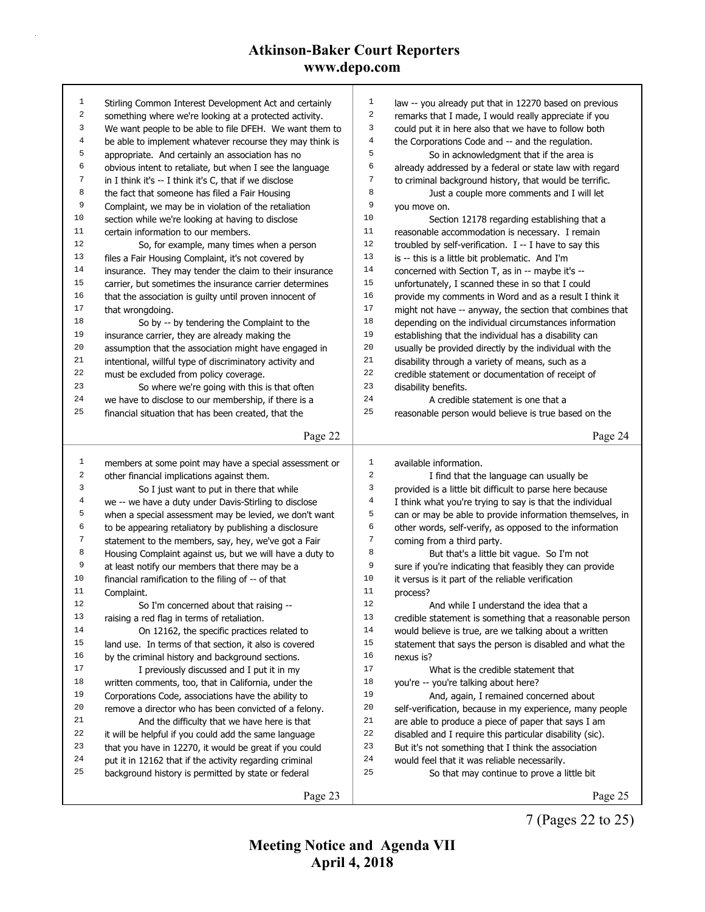Stirling Common Interest Development Act and certainly something where we're looking at a protected activity. We want people to be able to file DFEH. We want them to be able to implement whatever recourse they may think is appropriate. And certainly an association has no obvious intent to retaliate, but when I see the language in I think it's -- I think it's C, that if we disclose the fact that someone has filed a Fair Housing Complaint, we may be in violation of the retaliation section while we're looking at having to disclose certain information to our members.

So, for example, many times when a person files a Fair Housing Complaint, it's not covered by insurance. They may tender the claim to their insurance carrier, but sometimes the insurance carrier determines that the association is guilty until proven innocent of that wrongdoing.

So by -- by tendering the Complaint to the insurance carrier, they are already making the assumption that the association might have engaged in intentional, willful type of discriminatory activity and must be excluded from policy coverage.

So where we're going with this is that often we have to disclose to our membership, if there is a financial situation that has been created, that the members at some point may have a special assessment or other financial implications against them.

So I just want to put in there that while we -- we have a duty under Davis-Stirling to disclose when a special assessment may be levied, we don't want to be appearing retaliatory by publishing a disclosure statement to the members, say, hey, we've got a Fair Housing Complaint against us, but we will have a duty to at least notify our members that there may be a financial ramification to the filing of -- of that Complaint.

So I'm concerned about that raising -- raising a red flag in terms of retaliation.

On 12162, the specific practices related to land use. In terms of that section, it also is covered by the criminal history and background sections.

I previously discussed and I put it in my written comments, too, that in California, under the Corporations Code, associations have the ability to remove a director who has been convicted of a felony.

And the difficulty that we have here is that it will be helpful if you could add the same language that you have in 12270, it would be great if you could put it in 12162 that if the activity regarding criminal background history is permitted by state or federal law -- you already put that in 12270 based on previous remarks that I made, I would really appreciate if you could put it in here also that we have to follow both the Corporations Code and -- and the regulation.

So in acknowledgment that if the area is already addressed by a federal or state law with regard to criminal background history, that would be terrific.

Just a couple more comments and I will let you move on.

Section 12178 regarding establishing that a reasonable accommodation is necessary. I remain troubled by self-verification. I -- I have to say this is -- this is a little bit problematic. And I'm concerned with Section T, as in -- maybe it's -- unfortunately, I scanned these in so that I could provide my comments in Word and as a result I think it might not have -- anyway, the section that combines that depending on the individual circumstances information establishing that the individual has a disability can usually be provided directly by the individual with the disability through a variety of means, such as a credible statement or documentation of receipt of disability benefits.

A credible statement is one that a reasonable person would believe is true based on the available information.

I find that the language can usually be provided is a little bit difficult to parse here because I think what you're trying to say is that the individual can or may be able to provide information themselves, in other words, self-verify, as opposed to the information coming from a third party.

But that's a little bit vague. So I'm not sure if you're indicating that feasibly they can provide it versus is it part of the reliable verification process?

And while I understand the idea that a credible statement is something that a reasonable person would believe is true, are we talking about a written statement that says the person is disabled and what the nexus is?

What is the credible statement that you're -- you're talking about here?

And, again, I remained concerned about self-verification, because in my experience, many people are able to produce a piece of paper that says I am disabled and I require this particular disability (sic). But it's not something that I think the association would feel that it was reliable necessarily.

So that may continue to prove a little bit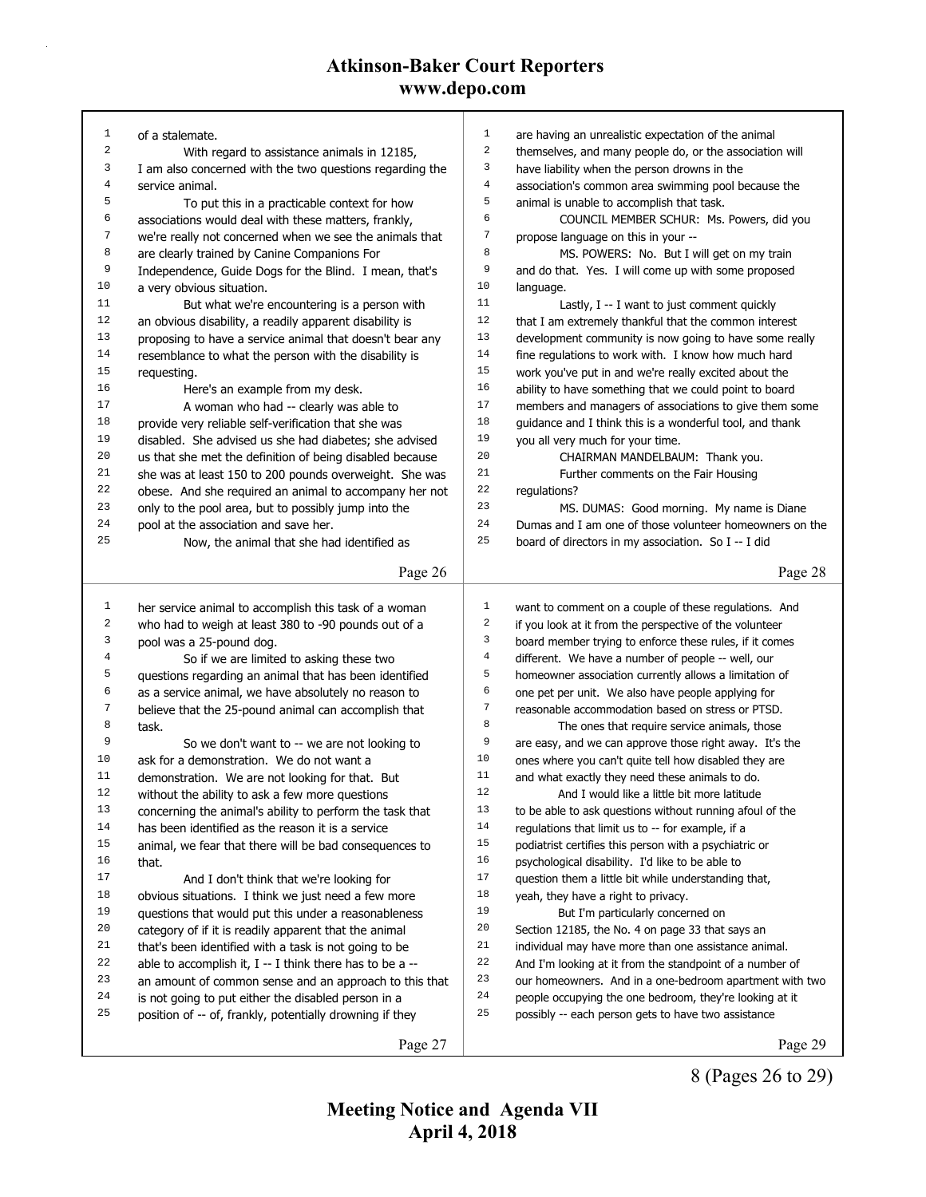of a stalemate.

With regard to assistance animals in 12185, I am also concerned with the two questions regarding the service animal.

To put this in a practicable context for how associations would deal with these matters, frankly, we're really not concerned when we see the animals that are clearly trained by Canine Companions For Independence, Guide Dogs for the Blind. I mean, that's a very obvious situation.

But what we're encountering is a person with an obvious disability, a readily apparent disability is proposing to have a service animal that doesn't bear any resemblance to what the person with the disability is requesting.

Here's an example from my desk.

A woman who had -- clearly was able to provide very reliable self-verification that she was disabled. She advised us she had diabetes; she advised us that she met the definition of being disabled because she was at least 150 to 200 pounds overweight. She was obese. And she required an animal to accompany her not only to the pool area, but to possibly jump into the pool at the association and save her.

Now, the animal that she had identified as her service animal to accomplish this task of a woman who had to weigh at least 380 to -90 pounds out of a pool was a 25-pound dog.

So if we are limited to asking these two questions regarding an animal that has been identified as a service animal, we have absolutely no reason to believe that the 25-pound animal can accomplish that task.

So we don't want to -- we are not looking to ask for a demonstration. We do not want a demonstration. We are not looking for that. But without the ability to ask a few more questions concerning the animal's ability to perform the task that has been identified as the reason it is a service animal, we fear that there will be bad consequences to that.

And I don't think that we're looking for obvious situations. I think we just need a few more questions that would put this under a reasonableness category of if it is readily apparent that the animal that's been identified with a task is not going to be able to accomplish it, I -- I think there has to be a -- an amount of common sense and an approach to this that is not going to put either the disabled person in a position of -- of, frankly, potentially drowning if they are having an unrealistic expectation of the animal themselves, and many people do, or the association will have liability when the person drowns in the association's common area swimming pool because the animal is unable to accomplish that task.

COUNCIL MEMBER SCHUR: Ms. Powers, did you propose language on this in your --

MS. POWERS: No. But I will get on my train and do that. Yes. I will come up with some proposed language.

Lastly, I -- I want to just comment quickly that I am extremely thankful that the common interest development community is now going to have some really fine regulations to work with. I know how much hard work you've put in and we're really excited about the ability to have something that we could point to board members and managers of associations to give them some guidance and I think this is a wonderful tool, and thank you all very much for your time.

CHAIRMAN MANDELBAUM: Thank you.

Further comments on the Fair Housing regulations?

MS. DUMAS: Good morning. My name is Diane Dumas and I am one of those volunteer homeowners on the board of directors in my association. So I -- I did want to comment on a couple of these regulations. And if you look at it from the perspective of the volunteer board member trying to enforce these rules, it comes different. We have a number of people -- well, our homeowner association currently allows a limitation of one pet per unit. We also have people applying for reasonable accommodation based on stress or PTSD.

The ones that require service animals, those are easy, and we can approve those right away. It's the ones where you can't quite tell how disabled they are and what exactly they need these animals to do.

And I would like a little bit more latitude to be able to ask questions without running afoul of the regulations that limit us to -- for example, if a podiatrist certifies this person with a psychiatric or psychological disability. I'd like to be able to question them a little bit while understanding that, yeah, they have a right to privacy.

But I'm particularly concerned on Section 12185, the No. 4 on page 33 that says an individual may have more than one assistance animal. And I'm looking at it from the standpoint of a number of our homeowners. And in a one-bedroom apartment with two people occupying the one bedroom, they're looking at it possibly -- each person gets to have two assistance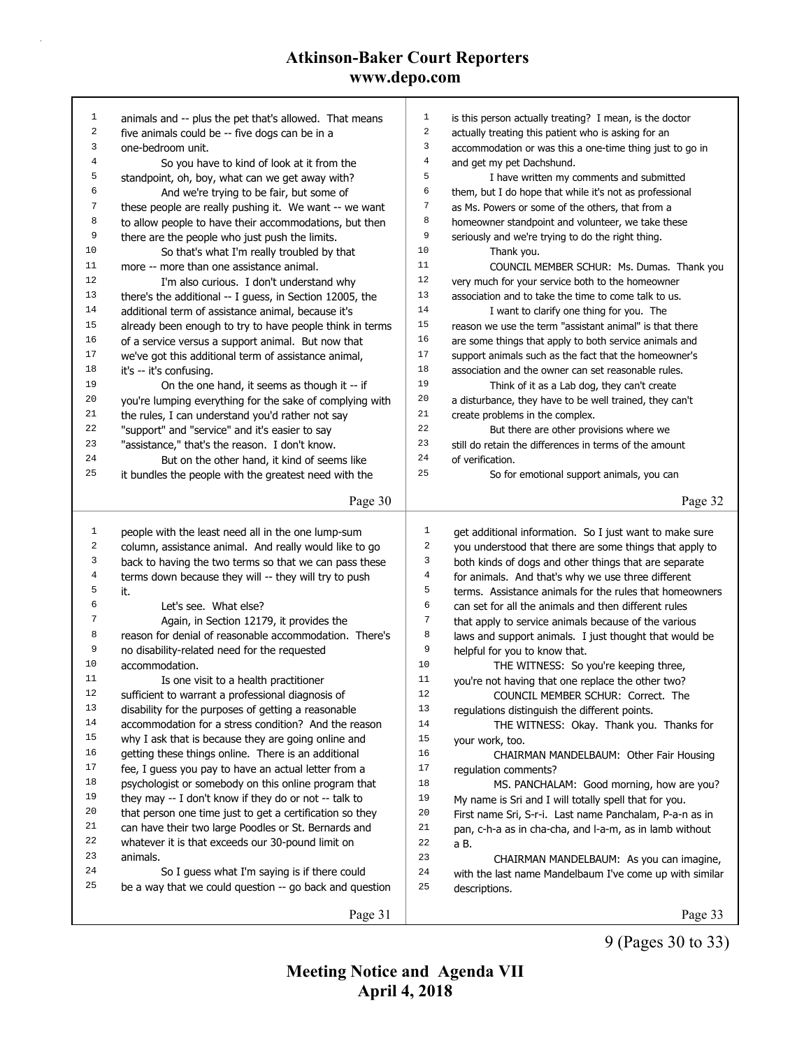animals and -- plus the pet that's allowed. That means five animals could be -- five dogs can be in a one-bedroom unit.

So you have to kind of look at it from the standpoint, oh, boy, what can we get away with?

And we're trying to be fair, but some of these people are really pushing it. We want -- we want to allow people to have their accommodations, but then there are the people who just push the limits.

So that's what I'm really troubled by that more -- more than one assistance animal.

I'm also curious. I don't understand why there's the additional -- I guess, in Section 12005, the additional term of assistance animal, because it's already been enough to try to have people think in terms of a service versus a support animal. But now that we've got this additional term of assistance animal, it's -- it's confusing.

On the one hand, it seems as though it -- if you're lumping everything for the sake of complying with the rules, I can understand you'd rather not say "support" and "service" and it's easier to say "assistance," that's the reason. I don't know.

But on the other hand, it kind of seems like it bundles the people with the greatest need with the people with the least need all in the one lump-sum column, assistance animal. And really would like to go back to having the two terms so that we can pass these terms down because they will -- they will try to push it.

Let's see. What else?

Again, in Section 12179, it provides the reason for denial of reasonable accommodation. There's no disability-related need for the requested accommodation.

Is one visit to a health practitioner sufficient to warrant a professional diagnosis of disability for the purposes of getting a reasonable accommodation for a stress condition? And the reason why I ask that is because they are going online and getting these things online. There is an additional fee, I guess you pay to have an actual letter from a psychologist or somebody on this online program that they may -- I don't know if they do or not -- talk to that person one time just to get a certification so they can have their two large Poodles or St. Bernards and whatever it is that exceeds our 30-pound limit on animals.

So I guess what I'm saying is if there could be a way that we could question -- go back and question is this person actually treating? I mean, is the doctor actually treating this patient who is asking for an accommodation or was this a one-time thing just to go in and get my pet Dachshund.

I have written my comments and submitted them, but I do hope that while it's not as professional as Ms. Powers or some of the others, that from a homeowner standpoint and volunteer, we take these seriously and we're trying to do the right thing.

Thank you.

COUNCIL MEMBER SCHUR: Ms. Dumas. Thank you very much for your service both to the homeowner association and to take the time to come talk to us.

I want to clarify one thing for you. The reason we use the term "assistant animal" is that there are some things that apply to both service animals and support animals such as the fact that the homeowner's association and the owner can set reasonable rules.

Think of it as a Lab dog, they can't create a disturbance, they have to be well trained, they can't create problems in the complex.

But there are other provisions where we still do retain the differences in terms of the amount of verification.

So for emotional support animals, you can get additional information. So I just want to make sure you understood that there are some things that apply to both kinds of dogs and other things that are separate for animals. And that's why we use three different terms. Assistance animals for the rules that homeowners can set for all the animals and then different rules that apply to service animals because of the various laws and support animals. I just thought that would be helpful for you to know that.

THE WITNESS: So you're keeping three, you're not having that one replace the other two?

COUNCIL MEMBER SCHUR: Correct. The regulations distinguish the different points.

THE WITNESS: Okay. Thank you. Thanks for your work, too.

CHAIRMAN MANDELBAUM: Other Fair Housing regulation comments?

MS. PANCHALAM: Good morning, how are you? My name is Sri and I will totally spell that for you. First name Sri, S-r-i. Last name Panchalam, P-a-n as in pan, c-h-a as in cha-cha, and l-a-m, as in lamb without a B.

CHAIRMAN MANDELBAUM: As you can imagine, with the last name Mandelbaum I've come up with similar descriptions.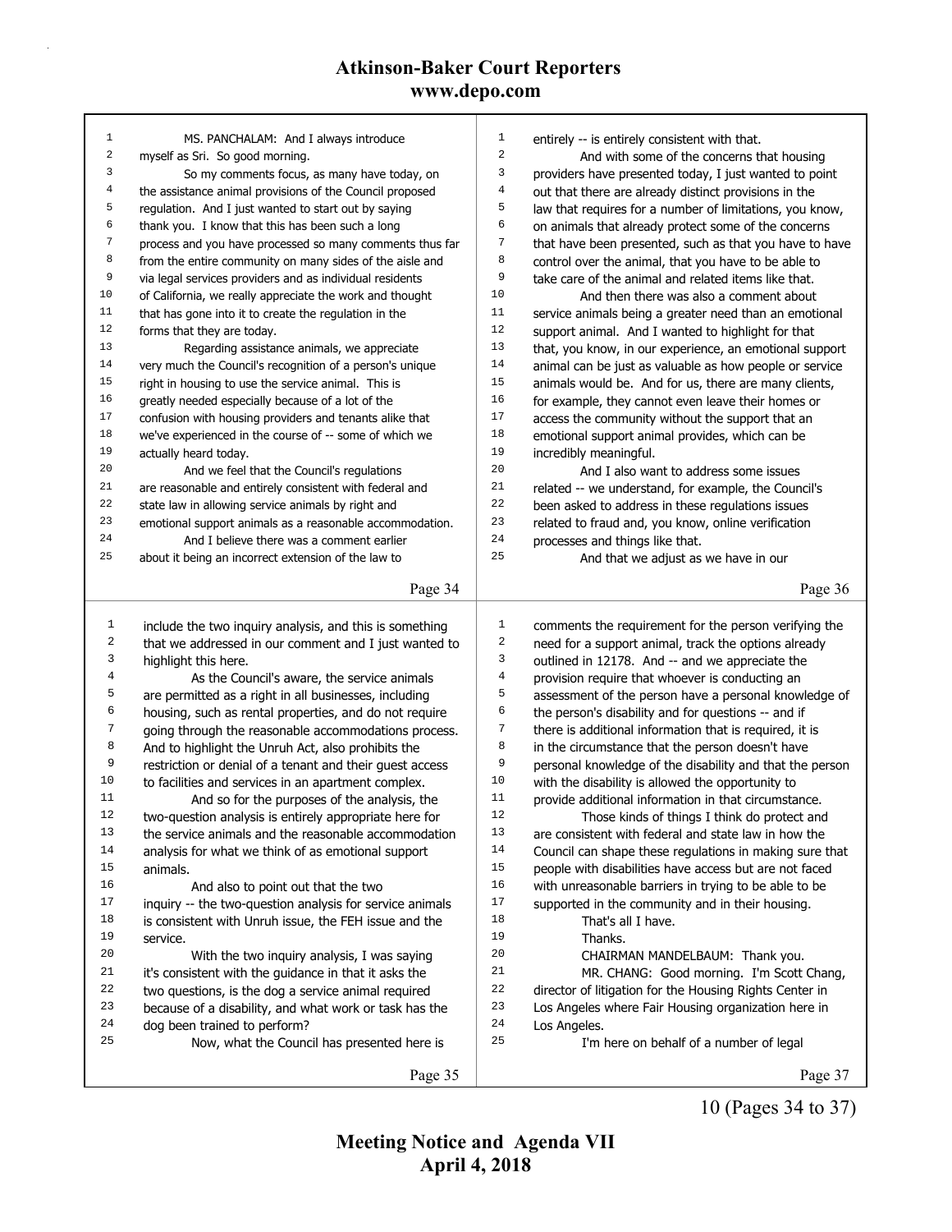MS. PANCHALAM: And I always introduce myself as Sri. So good morning.

So my comments focus, as many have today, on the assistance animal provisions of the Council proposed regulation. And I just wanted to start out by saying thank you. I know that this has been such a long process and you have processed so many comments thus far from the entire community on many sides of the aisle and via legal services providers and as individual residents of California, we really appreciate the work and thought that has gone into it to create the regulation in the forms that they are today.

Regarding assistance animals, we appreciate very much the Council's recognition of a person's unique right in housing to use the service animal. This is greatly needed especially because of a lot of the confusion with housing providers and tenants alike that we've experienced in the course of -- some of which we actually heard today.

And we feel that the Council's regulations are reasonable and entirely consistent with federal and state law in allowing service animals by right and emotional support animals as a reasonable accommodation.

And I believe there was a comment earlier about it being an incorrect extension of the law to include the two inquiry analysis, and this is something that we addressed in our comment and I just wanted to highlight this here.

As the Council's aware, the service animals are permitted as a right in all businesses, including housing, such as rental properties, and do not require going through the reasonable accommodations process. And to highlight the Unruh Act, also prohibits the restriction or denial of a tenant and their guest access to facilities and services in an apartment complex.

And so for the purposes of the analysis, the two-question analysis is entirely appropriate here for the service animals and the reasonable accommodation analysis for what we think of as emotional support animals.

And also to point out that the two inquiry -- the two-question analysis for service animals is consistent with Unruh issue, the FEH issue and the service.

With the two inquiry analysis, I was saying it's consistent with the guidance in that it asks the two questions, is the dog a service animal required because of a disability, and what work or task has the dog been trained to perform?

Now, what the Council has presented here is entirely -- is entirely consistent with that.

And with some of the concerns that housing providers have presented today, I just wanted to point out that there are already distinct provisions in the law that requires for a number of limitations, you know, on animals that already protect some of the concerns that have been presented, such as that you have to have control over the animal, that you have to be able to take care of the animal and related items like that.

And then there was also a comment about service animals being a greater need than an emotional support animal. And I wanted to highlight for that that, you know, in our experience, an emotional support animal can be just as valuable as how people or service animals would be. And for us, there are many clients, for example, they cannot even leave their homes or access the community without the support that an emotional support animal provides, which can be incredibly meaningful.

And I also want to address some issues related -- we understand, for example, the Council's been asked to address in these regulations issues related to fraud and, you know, online verification processes and things like that.

And that we adjust as we have in our comments the requirement for the person verifying the need for a support animal, track the options already outlined in 12178. And -- and we appreciate the provision require that whoever is conducting an assessment of the person have a personal knowledge of the person's disability and for questions -- and if there is additional information that is required, it is in the circumstance that the person doesn't have personal knowledge of the disability and that the person with the disability is allowed the opportunity to provide additional information in that circumstance.

Those kinds of things I think do protect and are consistent with federal and state law in how the Council can shape these regulations in making sure that people with disabilities have access but are not faced with unreasonable barriers in trying to be able to be supported in the community and in their housing.

That's all I have.

Thanks.

CHAIRMAN MANDELBAUM: Thank you.

MR. CHANG: Good morning. I'm Scott Chang, director of litigation for the Housing Rights Center in Los Angeles where Fair Housing organization here in Los Angeles.

I'm here on behalf of a number of legal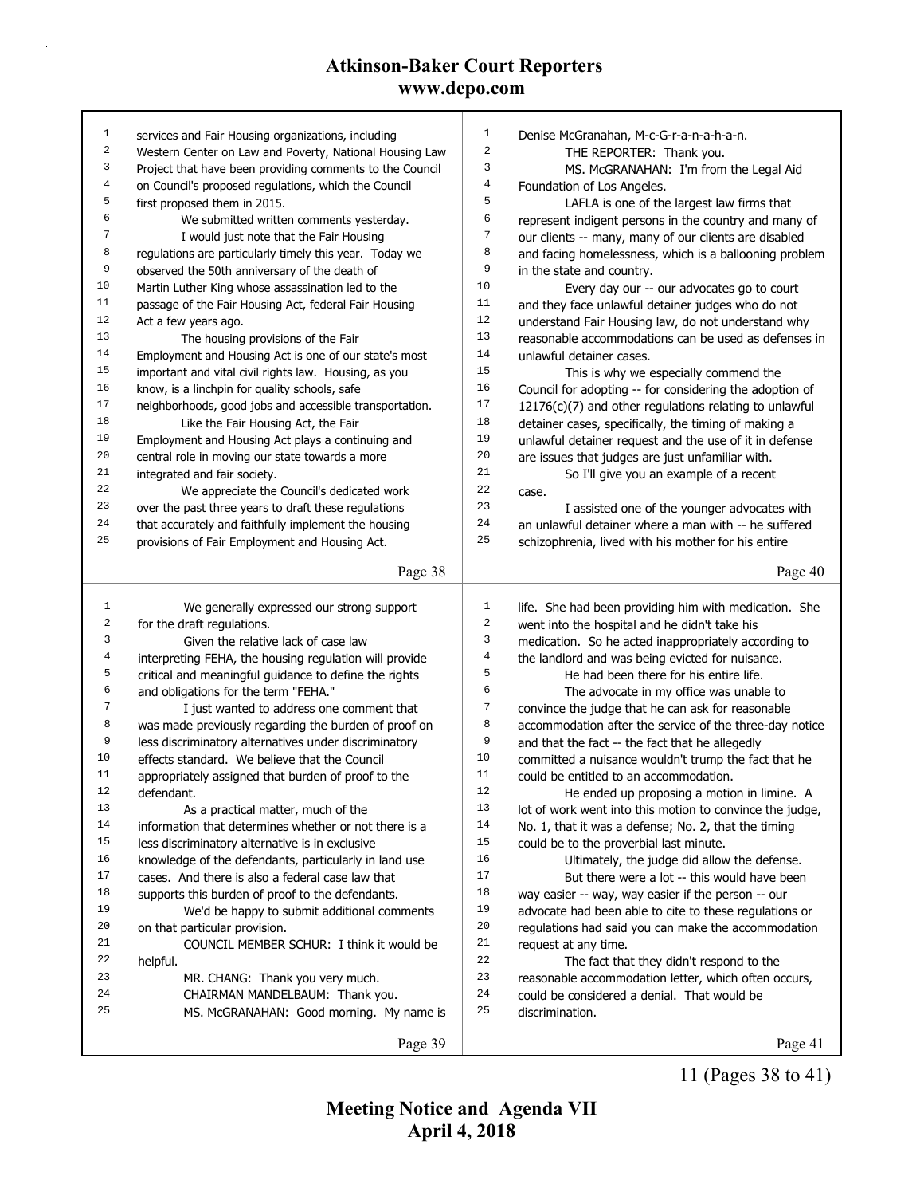services and Fair Housing organizations, including Western Center on Law and Poverty, National Housing Law Project that have been providing comments to the Council on Council's proposed regulations, which the Council first proposed them in 2015.

We submitted written comments yesterday.

I would just note that the Fair Housing regulations are particularly timely this year. Today we observed the 50th anniversary of the death of Martin Luther King whose assassination led to the passage of the Fair Housing Act, federal Fair Housing Act a few years ago.

The housing provisions of the Fair Employment and Housing Act is one of our state's most important and vital civil rights law. Housing, as you know, is a linchpin for quality schools, safe neighborhoods, good jobs and accessible transportation.

Like the Fair Housing Act, the Fair Employment and Housing Act plays a continuing and central role in moving our state towards a more integrated and fair society.

We appreciate the Council's dedicated work over the past three years to draft these regulations that accurately and faithfully implement the housing provisions of Fair Employment and Housing Act.

We generally expressed our strong support for the draft regulations.

Given the relative lack of case law interpreting FEHA, the housing regulation will provide critical and meaningful guidance to define the rights and obligations for the term "FEHA."

I just wanted to address one comment that was made previously regarding the burden of proof on less discriminatory alternatives under discriminatory effects standard. We believe that the Council appropriately assigned that burden of proof to the defendant.

As a practical matter, much of the information that determines whether or not there is a less discriminatory alternative is in exclusive knowledge of the defendants, particularly in land use cases. And there is also a federal case law that supports this burden of proof to the defendants.

We'd be happy to submit additional comments on that particular provision.

COUNCIL MEMBER SCHUR: I think it would be helpful.

MR. CHANG: Thank you very much.

CHAIRMAN MANDELBAUM: Thank you.

MS. McGRANAHAN: Good morning. My name is Denise McGranahan, M-c-G-r-a-n-a-h-a-n.

THE REPORTER: Thank you.

MS. McGRANAHAN: I'm from the Legal Aid Foundation of Los Angeles.

LAFLA is one of the largest law firms that represent indigent persons in the country and many of our clients -- many, many of our clients are disabled and facing homelessness, which is a ballooning problem in the state and country.

Every day our -- our advocates go to court and they face unlawful detainer judges who do not understand Fair Housing law, do not understand why reasonable accommodations can be used as defenses in unlawful detainer cases.

This is why we especially commend the Council for adopting -- for considering the adoption of 12176(c)(7) and other regulations relating to unlawful detainer cases, specifically, the timing of making a unlawful detainer request and the use of it in defense are issues that judges are just unfamiliar with.

So I'll give you an example of a recent case.

I assisted one of the younger advocates with an unlawful detainer where a man with -- he suffered schizophrenia, lived with his mother for his entire life. She had been providing him with medication. She went into the hospital and he didn't take his medication. So he acted inappropriately according to the landlord and was being evicted for nuisance.

He had been there for his entire life.

The advocate in my office was unable to convince the judge that he can ask for reasonable accommodation after the service of the three-day notice and that the fact -- the fact that he allegedly committed a nuisance wouldn't trump the fact that he could be entitled to an accommodation.

He ended up proposing a motion in limine. A lot of work went into this motion to convince the judge, No. 1, that it was a defense; No. 2, that the timing could be to the proverbial last minute.

Ultimately, the judge did allow the defense.

But there were a lot -- this would have been way easier -- way, way easier if the person -- our advocate had been able to cite to these regulations or regulations had said you can make the accommodation request at any time.

The fact that they didn't respond to the reasonable accommodation letter, which often occurs, could be considered a denial. That would be discrimination.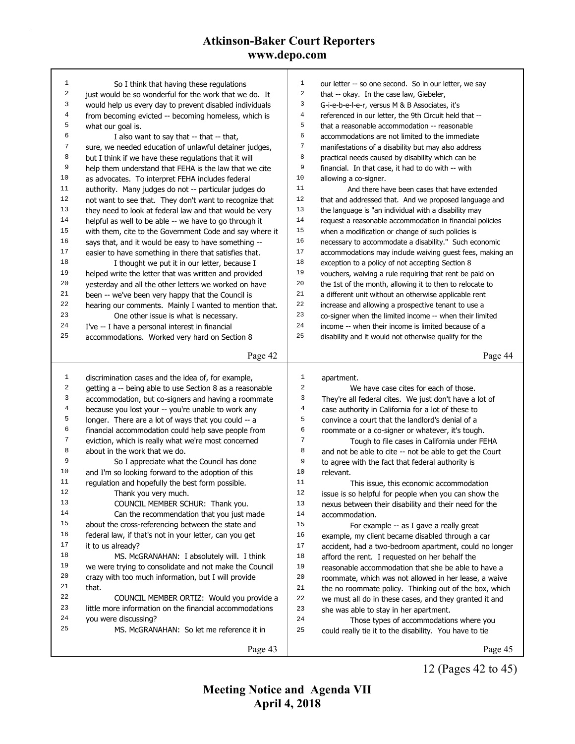So I think that having these regulations just would be so wonderful for the work that we do. It would help us every day to prevent disabled individuals from becoming evicted -- becoming homeless, which is what our goal is.

I also want to say that -- that -- that, sure, we needed education of unlawful detainer judges, but I think if we have these regulations that it will help them understand that FEHA is the law that we cite as advocates. To interpret FEHA includes federal authority. Many judges do not -- particular judges do not want to see that. They don't want to recognize that they need to look at federal law and that would be very helpful as well to be able -- we have to go through it with them, cite to the Government Code and say where it says that, and it would be easy to have something -- easier to have something in there that satisfies that.

I thought we put it in our letter, because I helped write the letter that was written and provided yesterday and all the other letters we worked on have been -- we've been very happy that the Council is hearing our comments. Mainly I wanted to mention that.

One other issue is what is necessary. I've -- I have a personal interest in financial accommodations. Worked very hard on Section 8 discrimination cases and the idea of, for example, getting a -- being able to use Section 8 as a reasonable accommodation, but co-signers and having a roommate because you lost your -- you're unable to work any longer. There are a lot of ways that you could -- a financial accommodation could help save people from eviction, which is really what we're most concerned about in the work that we do.

So I appreciate what the Council has done and I'm so looking forward to the adoption of this regulation and hopefully the best form possible.

Thank you very much.

COUNCIL MEMBER SCHUR: Thank you.

Can the recommendation that you just made about the cross-referencing between the state and federal law, if that's not in your letter, can you get it to us already?

MS. McGRANAHAN: I absolutely will. I think we were trying to consolidate and not make the Council crazy with too much information, but I will provide that.

COUNCIL MEMBER ORTIZ: Would you provide a little more information on the financial accommodations you were discussing?

MS. McGRANAHAN: So let me reference it in our letter -- so one second. So in our letter, we say that -- okay. In the case law, Giebeler, G-i-e-b-e-l-e-r, versus M & B Associates, it's referenced in our letter, the 9th Circuit held that -- that a reasonable accommodation -- reasonable accommodations are not limited to the immediate manifestations of a disability but may also address practical needs caused by disability which can be financial. In that case, it had to do with -- with allowing a co-signer.

And there have been cases that have extended that and addressed that. And we proposed language and the language is "an individual with a disability may request a reasonable accommodation in financial policies when a modification or change of such policies is necessary to accommodate a disability." Such economic accommodations may include waiving guest fees, making an exception to a policy of not accepting Section 8 vouchers, waiving a rule requiring that rent be paid on the 1st of the month, allowing it to then to relocate to a different unit without an otherwise applicable rent increase and allowing a prospective tenant to use a co-signer when the limited income -- when their limited income -- when their income is limited because of a disability and it would not otherwise qualify for the apartment.

We have case cites for each of those. They're all federal cites. We just don't have a lot of case authority in California for a lot of these to convince a court that the landlord's denial of a roommate or a co-signer or whatever, it's tough.

Tough to file cases in California under FEHA and not be able to cite -- not be able to get the Court to agree with the fact that federal authority is relevant.

This issue, this economic accommodation issue is so helpful for people when you can show the nexus between their disability and their need for the accommodation.

For example -- as I gave a really great example, my client became disabled through a car accident, had a two-bedroom apartment, could no longer afford the rent. I requested on her behalf the reasonable accommodation that she be able to have a roommate, which was not allowed in her lease, a waive the no roommate policy. Thinking out of the box, which we must all do in these cases, and they granted it and she was able to stay in her apartment.

Those types of accommodations where you could really tie it to the disability. You have to tie

**Meeting Notice and Agenda VII**
**April 4, 2018**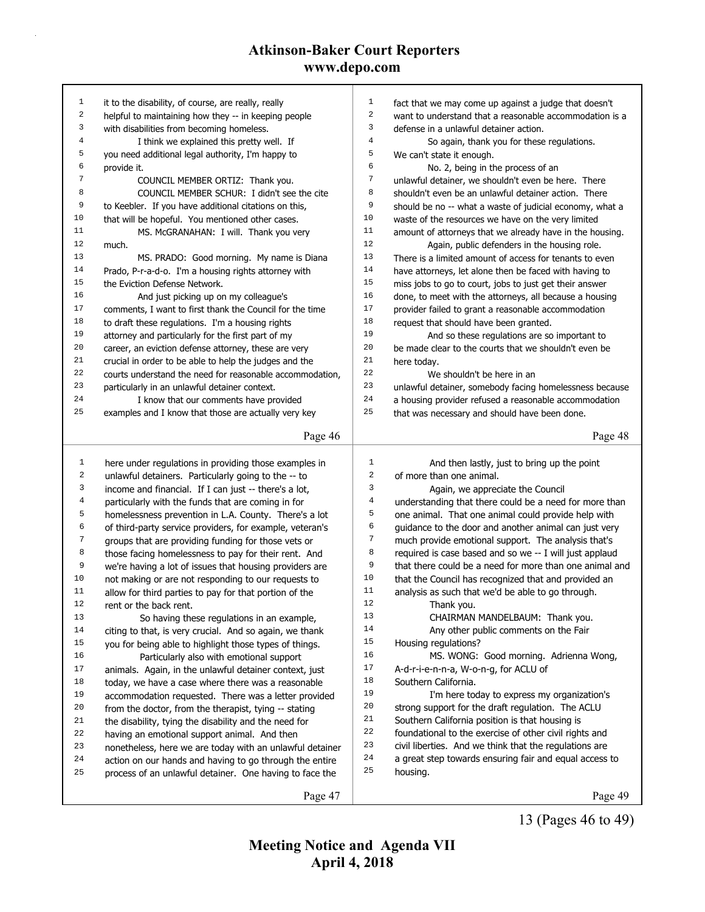it to the disability, of course, are really, really helpful to maintaining how they -- in keeping people with disabilities from becoming homeless.

I think we explained this pretty well. If you need additional legal authority, I'm happy to provide it.

COUNCIL MEMBER ORTIZ: Thank you.

COUNCIL MEMBER SCHUR: I didn't see the cite to Keebler. If you have additional citations on this, that will be hopeful. You mentioned other cases.

MS. McGRANAHAN: I will. Thank you very much.

MS. PRADO: Good morning. My name is Diana Prado, P-r-a-d-o. I'm a housing rights attorney with the Eviction Defense Network.

And just picking up on my colleague's comments, I want to first thank the Council for the time to draft these regulations. I'm a housing rights attorney and particularly for the first part of my career, an eviction defense attorney, these are very crucial in order to be able to help the judges and the courts understand the need for reasonable accommodation, particularly in an unlawful detainer context.

I know that our comments have provided examples and I know that those are actually very key here under regulations in providing those examples in unlawful detainers. Particularly going to the -- to income and financial. If I can just -- there's a lot, particularly with the funds that are coming in for homelessness prevention in L.A. County. There's a lot of third-party service providers, for example, veteran's groups that are providing funding for those vets or those facing homelessness to pay for their rent. And we're having a lot of issues that housing providers are not making or are not responding to our requests to allow for third parties to pay for that portion of the rent or the back rent.

So having these regulations in an example, citing to that, is very crucial. And so again, we thank you for being able to highlight those types of things.

Particularly also with emotional support animals. Again, in the unlawful detainer context, just today, we have a case where there was a reasonable accommodation requested. There was a letter provided from the doctor, from the therapist, tying -- stating the disability, tying the disability and the need for having an emotional support animal. And then nonetheless, here we are today with an unlawful detainer action on our hands and having to go through the entire process of an unlawful detainer. One having to face the fact that we may come up against a judge that doesn't want to understand that a reasonable accommodation is a defense in a unlawful detainer action.

So again, thank you for these regulations. We can't state it enough.

No. 2, being in the process of an unlawful detainer, we shouldn't even be here. There shouldn't even be an unlawful detainer action. There should be no -- what a waste of judicial economy, what a waste of the resources we have on the very limited amount of attorneys that we already have in the housing.

Again, public defenders in the housing role. There is a limited amount of access for tenants to even have attorneys, let alone then be faced with having to miss jobs to go to court, jobs to just get their answer done, to meet with the attorneys, all because a housing provider failed to grant a reasonable accommodation request that should have been granted.

And so these regulations are so important to be made clear to the courts that we shouldn't even be here today.

We shouldn't be here in an unlawful detainer, somebody facing homelessness because a housing provider refused a reasonable accommodation that was necessary and should have been done.

And then lastly, just to bring up the point of more than one animal.

Again, we appreciate the Council understanding that there could be a need for more than one animal. That one animal could provide help with guidance to the door and another animal can just very much provide emotional support. The analysis that's required is case based and so we -- I will just applaud that there could be a need for more than one animal and that the Council has recognized that and provided an analysis as such that we'd be able to go through.

Thank you.

CHAIRMAN MANDELBAUM: Thank you.

Any other public comments on the Fair Housing regulations?

MS. WONG: Good morning. Adrienna Wong, A-d-r-i-e-n-n-a, W-o-n-g, for ACLU of Southern California.

I'm here today to express my organization's strong support for the draft regulation. The ACLU Southern California position is that housing is foundational to the exercise of other civil rights and civil liberties. And we think that the regulations are a great step towards ensuring fair and equal access to housing.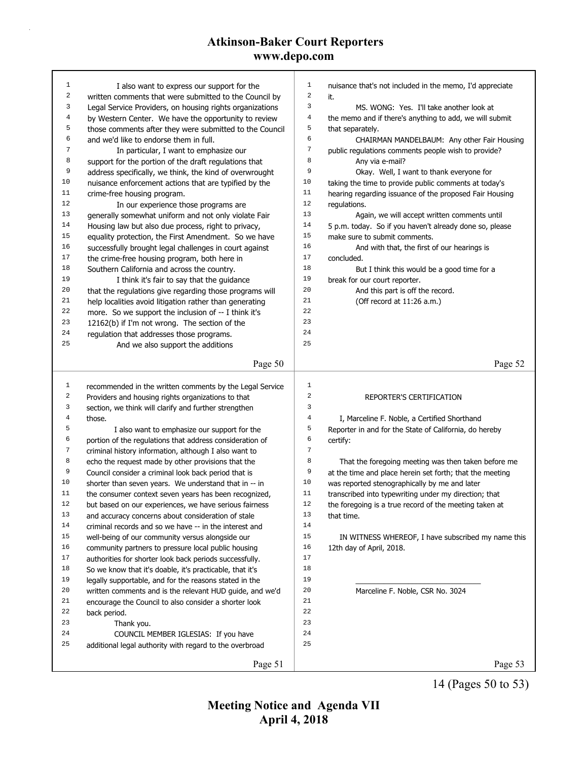I also want to express our support for the written comments that were submitted to the Council by Legal Service Providers, on housing rights organizations by Western Center. We have the opportunity to review those comments after they were submitted to the Council and we'd like to endorse them in full.

In particular, I want to emphasize our support for the portion of the draft regulations that address specifically, we think, the kind of overwrought nuisance enforcement actions that are typified by the crime-free housing program.

In our experience those programs are generally somewhat uniform and not only violate Fair Housing law but also due process, right to privacy, equality protection, the First Amendment. So we have successfully brought legal challenges in court against the crime-free housing program, both here in Southern California and across the country.

I think it's fair to say that the guidance that the regulations give regarding those programs will help localities avoid litigation rather than generating more. So we support the inclusion of -- I think it's 12162(b) if I'm not wrong. The section of the regulation that addresses those programs.

And we also support the additions recommended in the written comments by the Legal Service Providers and housing rights organizations to that section, we think will clarify and further strengthen those.

I also want to emphasize our support for the portion of the regulations that address consideration of criminal history information, although I also want to echo the request made by other provisions that the Council consider a criminal look back period that is shorter than seven years. We understand that in -- in the consumer context seven years has been recognized, but based on our experiences, we have serious fairness and accuracy concerns about consideration of stale criminal records and so we have -- in the interest and well-being of our community versus alongside our community partners to pressure local public housing authorities for shorter look back periods successfully. So we know that it's doable, it's practicable, that it's legally supportable, and for the reasons stated in the written comments and is the relevant HUD guide, and we'd encourage the Council to also consider a shorter look back period.

Thank you.

COUNCIL MEMBER IGLESIAS: If you have additional legal authority with regard to the overbroad nuisance that's not included in the memo, I'd appreciate it.

MS. WONG: Yes. I'll take another look at the memo and if there's anything to add, we will submit that separately.

CHAIRMAN MANDELBAUM: Any other Fair Housing public regulations comments people wish to provide?

Any via e-mail?

Okay. Well, I want to thank everyone for taking the time to provide public comments at today's hearing regarding issuance of the proposed Fair Housing regulations.

Again, we will accept written comments until 5 p.m. today. So if you haven't already done so, please make sure to submit comments.

And with that, the first of our hearings is concluded.

But I think this would be a good time for a break for our court reporter.

And this part is off the record.

(Off record at 11:26 a.m.)

## REPORTER'S CERTIFICATION

I, Marceline F. Noble, a Certified Shorthand Reporter in and for the State of California, do hereby certify:

That the foregoing meeting was then taken before me at the time and place herein set forth; that the meeting was reported stenographically by me and later transcribed into typewriting under my direction; that the foregoing is a true record of the meeting taken at that time.

IN WITNESS WHEREOF, I have subscribed my name this 12th day of April, 2018.

______________________________

Marceline F. Noble, CSR No. 3024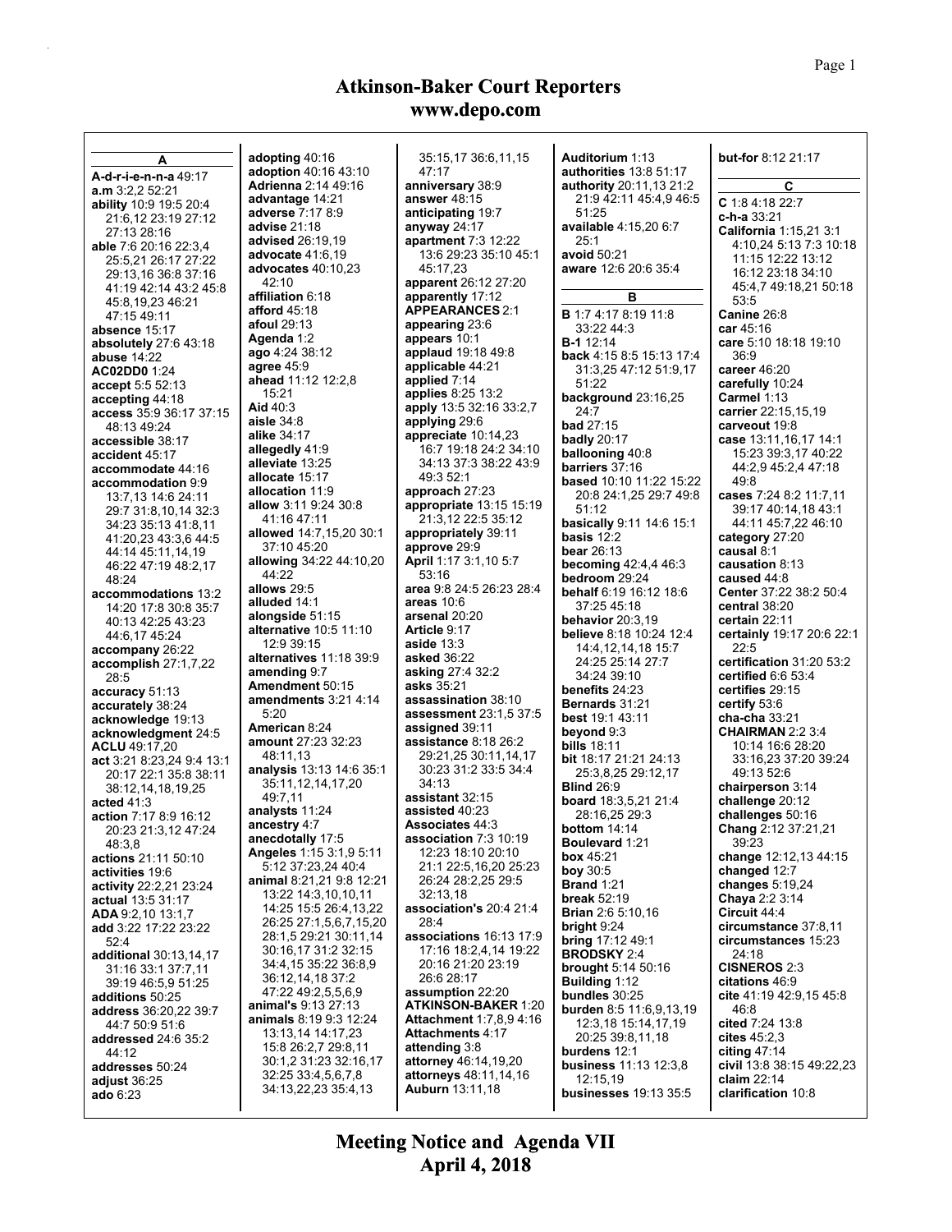# Atkinson-Baker Court Reporters
## www.depo.com

**A**

**A-d-r-i-e-n-n-a** 49:17
**a.m** 3:2,2 52:21
**ability** 10:9 19:5 20:4 21:6,12 23:19 27:12 27:13 28:16
**able** 7:6 20:16 22:3,4 25:5,21 26:17 27:22 29:13,16 36:8 37:16 41:19 42:14 43:2 45:8 45:8,19,23 46:21 47:15 49:11
**absence** 15:17
**absolutely** 27:6 43:18
**abuse** 14:22
**AC02DD0** 1:24
**accept** 5:5 52:13
**accepting** 44:18
**access** 35:9 36:17 37:15 48:13 49:24
**accessible** 38:17
**accident** 45:17
**accommodate** 44:16
**accommodation** 9:9 13:7,13 14:6 24:11 29:7 31:8,10,14 32:3 34:23 35:13 41:8,11 41:20,23 43:3,6 44:5 44:14 45:11,14,19 46:22 47:19 48:2,17 48:24
**accommodations** 13:2 14:20 17:8 30:8 35:7 40:13 42:25 43:23 44:6,17 45:24
**accompany** 26:22
**accomplish** 27:1,7,22 28:5
**accuracy** 51:13
**accurately** 38:24
**acknowledge** 19:13
**acknowledgment** 24:5
**ACLU** 49:17,20
**act** 3:21 8:23,24 9:4 13:1 20:17 22:1 35:8 38:11 38:12,14,18,19,25
**acted** 41:3
**action** 7:17 8:9 16:12 20:23 21:3,12 47:24 48:3,8
**actions** 21:11 50:10
**activities** 19:6
**activity** 22:2,21 23:24
**actual** 13:5 31:17
**ADA** 9:2,10 13:1,7
**add** 3:22 17:22 23:22 52:4
**additional** 30:13,14,17 31:16 33:1 37:7,11 39:19 46:5,9 51:25
**additions** 50:25
**address** 36:20,22 39:7 44:7 50:9 51:6
**addressed** 24:6 35:2 44:12
**addresses** 50:24
**adjust** 36:25
**ado** 6:23
**adopting** 40:16
**adoption** 40:16 43:10
**Adrienna** 2:14 49:16
**advantage** 14:21
**adverse** 7:17 8:9
**advise** 21:18
**advised** 26:19,19
**advocate** 41:6,19
**advocates** 40:10,23 42:10
**affiliation** 6:18
**afford** 45:18
**afoul** 29:13
**Agenda** 1:2
**ago** 4:24 38:12
**agree** 45:9
**ahead** 11:12 12:2,8 15:21
**Aid** 40:3
**aisle** 34:8
**alike** 34:17
**allegedly** 41:9
**alleviate** 13:25
**allocate** 15:17
**allocation** 11:9
**allow** 3:11 9:24 30:8 41:16 47:11
**allowed** 14:7,15,20 30:1 37:10 45:20
**allowing** 34:22 44:10,20 44:22
**allows** 29:5
**alluded** 14:1
**alongside** 51:15
**alternative** 10:5 11:10 12:9 39:15
**alternatives** 11:18 39:9
**amending** 9:7
**Amendment** 50:15
**amendments** 3:21 4:14 5:20
**American** 8:24
**amount** 27:23 32:23 48:11,13
**analysis** 13:13 14:6 35:1 35:11,12,14,17,20 49:7,11
**analysts** 11:24
**ancestry** 4:7
**anecdotally** 17:5
**Angeles** 1:15 3:1,9 5:11 5:12 37:23,24 40:4
**animal** 8:21,21 9:8 12:21 13:22 14:3,10,10,11 14:25 15:5 26:4,13,22 26:25 27:1,5,6,7,15,20 28:1,5 29:21 30:11,14 30:16,17 31:2 32:15 34:4,15 35:22 36:8,9 36:12,14,18 37:2 47:22 49:2,5,5,6,9
**animal's** 9:13 27:13
**animals** 8:19 9:3 12:24 13:13,14 14:17,23 15:8 26:2,7 29:8,11 30:1,2 31:23 32:16,17 32:25 33:4,5,6,7,8 34:13,22,23 35:4,13 35:15,17 36:6,11,15 47:17
**anniversary** 38:9
**answer** 48:15
**anticipating** 19:7
**anyway** 24:17
**apartment** 7:3 12:22 13:6 29:23 35:10 45:1 45:17,23
**apparent** 26:12 27:20
**apparently** 17:12
**APPEARANCES** 2:1
**appearing** 23:6
**appears** 10:1
**applaud** 19:18 49:8
**applicable** 44:21
**applied** 7:14
**applies** 8:25 13:2
**apply** 13:5 32:16 33:2,7
**applying** 29:6
**appreciate** 10:14,23 16:7 19:18 24:2 34:10 34:13 37:3 38:22 43:9 49:3 52:1
**approach** 27:23
**appropriate** 13:15 15:19 21:3,12 22:5 35:12
**appropriately** 39:11
**approve** 29:9
**April** 1:17 3:1,10 5:7 53:16
**area** 9:8 24:5 26:23 28:4
**areas** 10:6
**arsenal** 20:20
**Article** 9:17
**aside** 13:3
**asked** 36:22
**asking** 27:4 32:2
**asks** 35:21
**assassination** 38:10
**assessment** 23:1,5 37:5
**assigned** 39:11
**assistance** 8:18 26:2 29:21,25 30:11,14,17 30:23 31:2 33:5 34:4 34:13
**assistant** 32:15
**assisted** 40:23
**Associates** 44:3
**association** 7:3 10:19 12:23 18:10 20:10 21:1 22:5,16,20 25:23 26:24 28:2,25 29:5 32:13,18
**association's** 20:4 21:4 28:4
**associations** 16:13 17:9 17:16 18:2,4,14 19:22 20:16 21:20 23:19 26:6 28:17
**assumption** 22:20
**ATKINSON-BAKER** 1:20
**Attachment** 1:7,8,9 4:16
**Attachments** 4:17
**attending** 3:8
**attorney** 46:14,19,20
**attorneys** 48:11,14,16
**Auburn** 13:11,18
**Auditorium** 1:13
**authorities** 13:8 51:17
**authority** 20:11,13 21:2 21:9 42:11 45:4,9 46:5 51:25
**available** 4:15,20 6:7 25:1
**avoid** 50:21
**aware** 12:6 20:6 35:4

**B**

**B** 1:7 4:17 8:19 11:8 33:22 44:3
**B-1** 12:14
**back** 4:15 8:5 15:13 17:4 31:3,25 47:12 51:9,17 51:22
**background** 23:16,25 24:7
**bad** 27:15
**badly** 20:17
**ballooning** 40:8
**barriers** 37:16
**based** 10:10 11:22 15:22 20:8 24:1,25 29:7 49:8 51:12
**basically** 9:11 14:6 15:1
**basis** 12:2
**bear** 26:13
**becoming** 42:4,4 46:3
**bedroom** 29:24
**behalf** 6:19 16:12 18:6 37:25 45:18
**behavior** 20:3,19
**believe** 8:18 10:24 12:4 14:4,12,14,18 15:7 24:25 25:14 27:7 34:24 39:10
**benefits** 24:23
**Bernards** 31:21
**best** 19:1 43:11
**beyond** 9:3
**bills** 18:11
**bit** 18:17 21:21 24:13 25:3,8,25 29:12,17
**Blind** 26:9
**board** 18:3,5,21 21:4 28:16,25 29:3
**bottom** 14:14
**Boulevard** 1:21
**box** 45:21
**boy** 30:5
**Brand** 1:21
**break** 52:19
**Brian** 2:6 5:10,16
**bright** 9:24
**bring** 17:12 49:1
**BRODSKY** 2:4
**brought** 5:14 50:16
**Building** 1:12
**bundles** 30:25
**burden** 8:5 11:6,9,13,19 12:3,18 15:14,17,19 20:25 39:8,11,18
**burdens** 12:1
**business** 11:13 12:3,8 12:15,19
**businesses** 19:13 35:5
**but-for** 8:12 21:17

**C**

**C** 1:8 4:18 22:7
**c-h-a** 33:21
**California** 1:15,21 3:1 4:10,24 5:13 7:3 10:18 11:15 12:22 13:12 16:12 23:18 34:10 45:4,7 49:18,21 50:18 53:5
**Canine** 26:8
**car** 45:16
**care** 5:10 18:18 19:10 36:9
**career** 46:20
**carefully** 10:24
**Carmel** 1:13
**carrier** 22:15,15,19
**carveout** 19:8
**case** 13:11,16,17 14:1 15:23 39:3,17 40:22 44:2,9 45:2,4 47:18 49:8
**cases** 7:24 8:2 11:7,11 39:17 40:14,18 43:1 44:11 45:7,22 46:10
**category** 27:20
**causal** 8:1
**causation** 8:13
**caused** 44:8
**Center** 37:22 38:2 50:4
**central** 38:20
**certain** 22:11
**certainly** 19:17 20:6 22:1 22:5
**certification** 31:20 53:2
**certified** 6:6 53:4
**certifies** 29:15
**certify** 53:6
**cha-cha** 33:21
**CHAIRMAN** 2:2 3:4 10:14 16:6 28:20 33:16,23 37:20 39:24 49:13 52:6
**chairperson** 3:14
**challenge** 20:12
**challenges** 50:16
**Chang** 2:12 37:21,21 39:23
**change** 12:12,13 44:15
**changed** 12:7
**changes** 5:19,24
**Chaya** 2:2 3:14
**Circuit** 44:4
**circumstance** 37:8,11
**circumstances** 15:23 24:18
**CISNEROS** 2:3
**citations** 46:9
**cite** 41:19 42:9,15 45:8 46:8
**cited** 7:24 13:8
**cites** 45:2,3
**citing** 47:14
**civil** 13:8 38:15 49:22,23
**claim** 22:14
**clarification** 10:8

**Meeting Notice and Agenda VII**
**April 4, 2018**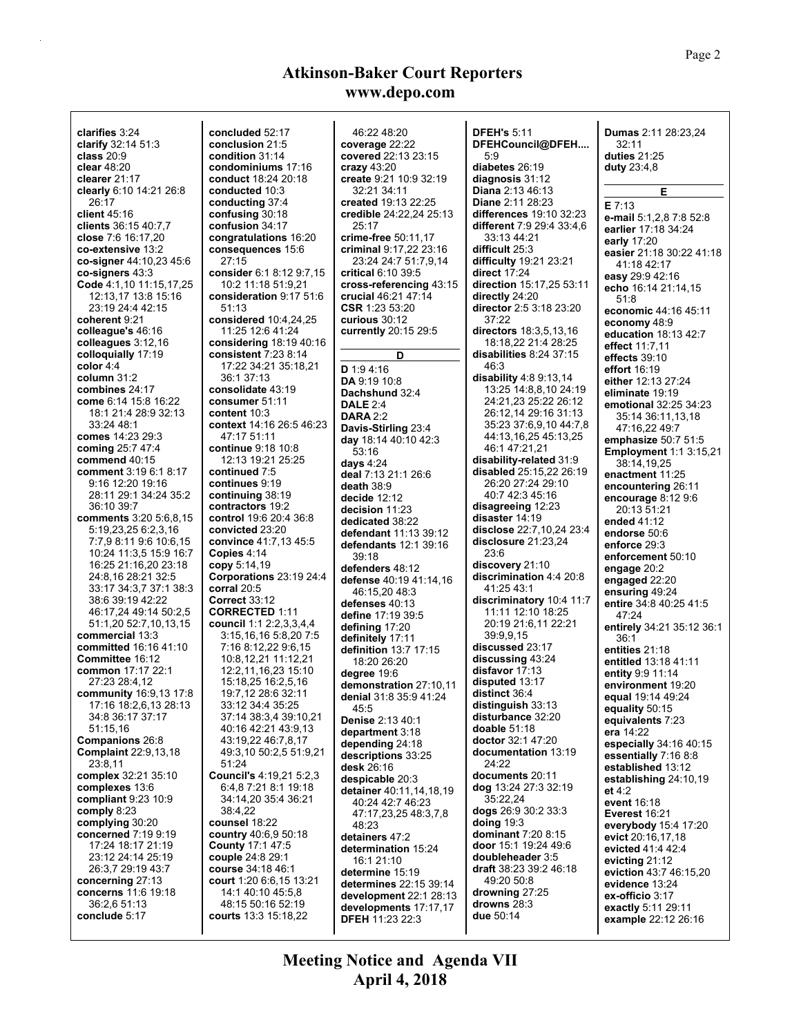clarifies 3:24
clarify 32:14 51:3
class 20:9
clear 48:20
clearer 21:17
clearly 6:10 14:21 26:8 26:17
client 45:16
clients 36:15 40:7,7
close 7:6 16:17,20
co-extensive 13:2
co-signer 44:10,23 45:6
co-signers 43:3
Code 4:1,10 11:15,17,25 12:13,17 13:8 15:16 23:19 24:4 42:15
coherent 9:21
colleague's 46:16
colleagues 3:12,16
colloquially 17:19
color 4:4
column 31:2
combines 24:17
come 6:14 15:8 16:22 18:1 21:4 28:9 32:13 33:24 48:1
comes 14:23 29:3
coming 25:7 47:4
commend 40:15
comment 3:19 6:1 8:17 9:16 12:20 19:16 28:11 29:1 34:24 35:2 36:10 39:7
comments 3:20 5:6,8,15 5:19,23,25 6:2,3,16 7:7,9 8:11 9:6 10:6,15 10:24 11:3,5 15:9 16:7 16:25 21:16,20 23:18 24:8,16 28:21 32:5 33:17 34:3,7 37:1 38:3 38:6 39:19 42:22 46:17,24 49:14 50:2,5 51:1,20 52:7,10,13,15
commercial 13:3
committed 16:16 41:10
Committee 16:12
common 17:17 22:1 27:23 28:4,12
community 16:9,13 17:8 17:16 18:2,6,13 28:13 34:8 36:17 37:17 51:15,16
Companions 26:8
Complaint 22:9,13,18 23:8,11
complex 32:21 35:10
complexes 13:6
compliant 9:23 10:9
comply 8:23
complying 30:20
concerned 7:19 9:19 17:24 18:17 21:19 23:12 24:14 25:19 26:3,7 29:19 43:7
concerning 27:13
concerns 11:6 19:18 36:2,6 51:13
conclude 5:17

concluded 52:17
conclusion 21:5
condition 31:14
condominiums 17:16
conduct 18:24 20:18
conducted 10:3
conducting 37:4
confusing 30:18
confusion 34:17
congratulations 16:20
consequences 15:6 27:15
consider 6:1 8:12 9:7,15 10:2 11:18 51:9,21
consideration 9:17 51:6 51:13
considered 10:4,24,25 11:25 12:6 41:24
considering 18:19 40:16
consistent 7:23 8:14 17:22 34:21 35:18,21 36:1 37:13
consolidate 43:19
consumer 51:11
content 10:3
context 14:16 26:5 46:23 47:17 51:11
continue 9:18 10:8 12:13 19:21 25:25
continued 7:5
continues 9:19
continuing 38:19
contractors 19:2
control 19:6 20:4 36:8
convicted 23:20
convince 41:7,13 45:5
Copies 4:14
copy 5:14,19
Corporations 23:19 24:4
corral 20:5
Correct 33:12
CORRECTED 1:11
council 1:1 2:2,3,3,4,4 3:15,16,16 5:8,20 7:5 7:16 8:12,22 9:6,15 10:8,12,21 11:12,21 12:2,11,16,23 15:10 15:18,25 16:2,5,16 19:7,12 28:6 32:11 33:12 34:4 35:25 37:14 38:3,4 39:10,21 40:16 42:21 43:9,13 43:19,22 46:7,8,17 49:3,10 50:2,5 51:9,21 51:24
Council's 4:19,21 5:2,3 6:4,8 7:21 8:1 19:18 34:14,20 35:4 36:21 38:4,22
counsel 18:22
country 40:6,9 50:18
County 17:1 47:5
couple 24:8 29:1
course 34:18 46:1
court 1:20 6:6,15 13:21 14:1 40:10 45:5,8 48:15 50:16 52:19
courts 13:3 15:18,22

46:22 48:20
coverage 22:22
covered 22:13 23:15
crazy 43:20
create 9:21 10:9 32:19 32:21 34:11
created 19:13 22:25
credible 24:22,24 25:13 25:17
crime-free 50:11,17
criminal 9:17,22 23:16 23:24 24:7 51:7,9,14
critical 6:10 39:5
cross-referencing 43:15
crucial 46:21 47:14
CSR 1:23 53:20
curious 30:12
currently 20:15 29:5

**D**

D 1:9 4:16
DA 9:19 10:8
Dachshund 32:4
DALE 2:4
DARA 2:2
Davis-Stirling 23:4
day 18:14 40:10 42:3 53:16
days 4:24
deal 7:13 21:1 26:6
death 38:9
decide 12:12
decision 11:23
dedicated 38:22
defendant 11:13 39:12
defendants 12:1 39:16 39:18
defenders 48:12
defense 40:19 41:14,16 46:15,20 48:3
defenses 40:13
define 17:19 39:5
defining 17:20
definitely 17:11
definition 13:7 17:15 18:20 26:20
degree 19:6
demonstration 27:10,11
denial 31:8 35:9 41:24 45:5
Denise 2:13 40:1
department 3:18
depending 24:18
descriptions 33:25
desk 26:16
despicable 20:3
detainer 40:11,14,18,19 40:24 42:7 46:23 47:17,23,25 48:3,7,8 48:23
detainers 47:2
determination 15:24 16:1 21:10
determine 15:19
determines 22:15 39:14
development 22:1 28:13
developments 17:17,17
DFEH 11:23 22:3

DFEH's 5:11
DFEHCouncil@DFEH.... 5:9
diabetes 26:19
diagnosis 31:12
Diana 2:13 46:13
Diane 2:11 28:23
differences 19:10 32:23
different 7:9 29:4 33:4,6 33:13 44:21
difficult 25:3
difficulty 19:21 23:21
direct 17:24
direction 15:17,25 53:11
directly 24:20
director 2:5 3:18 23:20 37:22
directors 18:3,5,13,16 18:18,22 21:4 28:25
disabilities 8:24 37:15 46:3
disability 4:8 9:13,14 13:25 14:8,8,10 24:19 24:21,23 25:22 26:12 26:12,14 29:16 31:13 35:23 37:6,9,10 44:7,8 44:13,16,25 45:13,25 46:1 47:21,21
disability-related 31:9
disabled 25:15,22 26:19 26:20 27:24 29:10 40:7 42:3 45:16
disagreeing 12:23
disaster 14:19
disclose 22:7,10,24 23:4
disclosure 21:23,24 23:6
discovery 21:10
discrimination 4:4 20:8 41:25 43:1
discriminatory 10:4 11:7 11:11 12:10 18:25 20:19 21:6,11 22:21 39:9,9,15
discussed 23:17
discussing 43:24
disfavor 17:13
disputed 13:17
distinct 36:4
distinguish 33:13
disturbance 32:20
doable 51:18
doctor 32:1 47:20
documentation 13:19 24:22
documents 20:11
dog 13:24 27:3 32:19 35:22,24
dogs 26:9 30:2 33:3
doing 19:3
dominant 7:20 8:15
door 15:1 19:24 49:6
doubleheader 3:5
draft 38:23 39:2 46:18 49:20 50:8
drowning 27:25
drowns 28:3
due 50:14

Dumas 2:11 28:23,24 32:11
duties 21:25
duty 23:4,8

**E**

E 7:13
e-mail 5:1,2,8 7:8 52:8
earlier 17:18 34:24
early 17:20
easier 21:18 30:22 41:18 41:18 42:17
easy 29:9 42:16
echo 16:14 21:14,15 51:8
economic 44:16 45:11
economy 48:9
education 18:13 42:7
effect 11:7,11
effects 39:10
effort 16:19
either 12:13 27:24
eliminate 19:19
emotional 32:25 34:23 35:14 36:11,13,18 47:16,22 49:7
emphasize 50:7 51:5
Employment 1:1 3:15,21 38:14,19,25
enactment 11:25
encountering 26:11
encourage 8:12 9:6 20:13 51:21
ended 41:12
endorse 50:6
enforce 29:3
enforcement 50:10
engage 20:2
engaged 22:20
ensuring 49:24
entire 34:8 40:25 41:5 47:24
entirely 34:21 35:12 36:1 36:1
entities 21:18
entitled 13:18 41:11
entity 9:9 11:14
environment 19:20
equal 19:14 49:24
equality 50:15
equivalents 7:23
era 14:22
especially 34:16 40:15
essentially 7:16 8:8
established 13:12
establishing 24:10,19
et 4:2
event 16:18
Everest 16:21
everybody 15:4 17:20
evict 20:16,17,18
evicted 41:4 42:4
evicting 21:12
eviction 43:7 46:15,20
evidence 13:24
ex-officio 3:17
exactly 5:11 29:11
example 22:12 26:16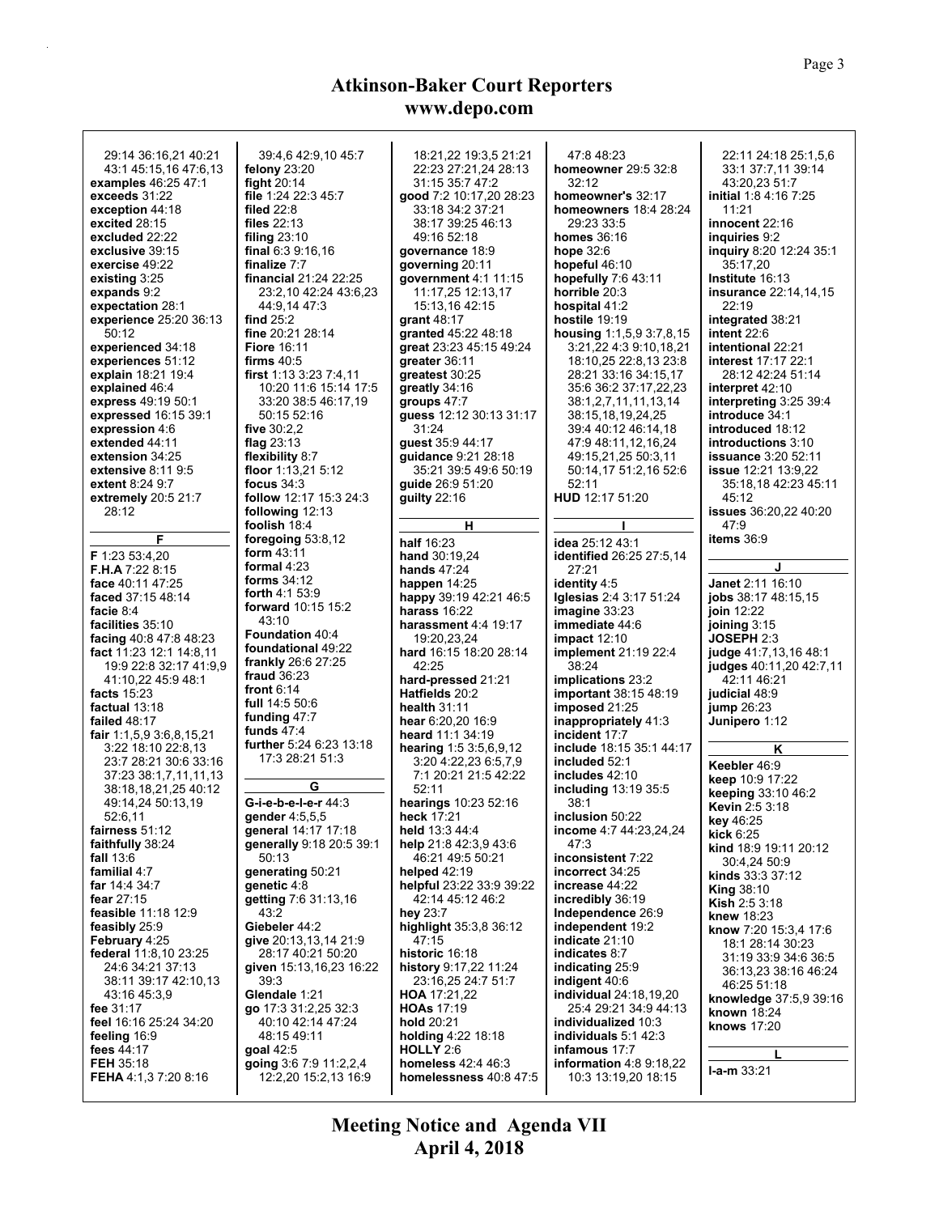29:14 36:16,21 40:21
43:1 45:15,16 47:6,13
**examples** 46:25 47:1
**exceeds** 31:22
**exception** 44:18
**excited** 28:15
**excluded** 22:22
**exclusive** 39:15
**exercise** 49:22
**existing** 3:25
**expands** 9:2
**expectation** 28:1
**experience** 25:20 36:13
50:12
**experienced** 34:18
**experiences** 51:12
**explain** 18:21 19:4
**explained** 46:4
**express** 49:19 50:1
**expressed** 16:15 39:1
**expression** 4:6
**extended** 44:11
**extension** 34:25
**extensive** 8:11 9:5
**extent** 8:24 9:7
**extremely** 20:5 21:7
28:12

**F**

**F** 1:23 53:4,20
**F.H.A** 7:22 8:15
**face** 40:11 47:25
**faced** 37:15 48:14
**facie** 8:4
**facilities** 35:10
**facing** 40:8 47:8 48:23
**fact** 11:23 12:1 14:8,11
19:9 22:8 32:17 41:9,9
41:10,22 45:9 48:1
**facts** 15:23
**factual** 13:18
**failed** 48:17
**fair** 1:1,5,9 3:6,8,15,21
3:22 18:10 22:8,13
23:7 28:21 30:6 33:16
37:23 38:1,7,11,11,13
38:18,18,21,25 40:12
49:14,24 50:13,19
52:6,11
**fairness** 51:12
**faithfully** 38:24
**fall** 13:6
**familial** 4:7
**far** 14:4 34:7
**fear** 27:15
**feasible** 11:18 12:9
**feasibly** 25:9
**February** 4:25
**federal** 11:8,10 23:25
24:6 34:21 37:13
38:11 39:17 42:10,13
43:16 45:3,9
**fee** 31:17
**feel** 16:16 25:24 34:20
**feeling** 16:9
**fees** 44:17
**FEH** 35:18
**FEHA** 4:1,3 7:20 8:16
39:4,6 42:9,10 45:7
**felony** 23:20
**fight** 20:14
**file** 1:24 22:3 45:7
**filed** 22:8
**files** 22:13
**filing** 23:10
**final** 6:3 9:16,16
**finalize** 7:7
**financial** 21:24 22:25
23:2,10 42:24 43:6,23
44:9,14 47:3
**find** 25:2
**fine** 20:21 28:14
**Fiore** 16:11
**firms** 40:5
**first** 1:13 3:23 7:4,11
10:20 11:6 15:14 17:5
33:20 38:5 46:17,19
50:15 52:16
**five** 30:2,2
**flag** 23:13
**flexibility** 8:7
**floor** 1:13,21 5:12
**focus** 34:3
**follow** 12:17 15:3 24:3
**following** 12:13
**foolish** 18:4
**foregoing** 53:8,12
**form** 43:11
**formal** 4:23
**forms** 34:12
**forth** 4:1 53:9
**forward** 10:15 15:2
43:10
**Foundation** 40:4
**foundational** 49:22
**frankly** 26:6 27:25
**fraud** 36:23
**front** 6:14
**full** 14:5 50:6
**funding** 47:7
**funds** 47:4
**further** 5:24 6:23 13:18
17:3 28:21 51:3

**G**

**G-i-e-b-e-l-e-r** 44:3
**gender** 4:5,5,5
**general** 14:17 17:18
**generally** 9:18 20:5 39:1
50:13
**generating** 50:21
**genetic** 4:8
**getting** 7:6 31:13,16
43:2
**Giebeler** 44:2
**give** 20:13,13,14 21:9
28:17 40:21 50:20
**given** 15:13,16,23 16:22
39:3
**Glendale** 1:21
**go** 17:3 31:2,25 32:3
40:10 42:14 47:24
48:15 49:11
**goal** 42:5
**going** 3:6 7:9 11:2,2,4
12:2,20 15:2,13 16:9
18:21,22 19:3,5 21:21
22:23 27:21,24 28:13
31:15 35:7 47:2
**good** 7:2 10:17,20 28:23
33:18 34:2 37:21
38:17 39:25 46:13
49:16 52:18
**governance** 18:9
**governing** 20:11
**government** 4:1 11:15
11:17,25 12:13,17
15:13,16 42:15
**grant** 48:17
**granted** 45:22 48:18
**great** 23:23 45:15 49:24
**greater** 36:11
**greatest** 30:25
**greatly** 34:16
**groups** 47:7
**guess** 12:12 30:13 31:17
31:24
**guest** 35:9 44:17
**guidance** 9:21 28:18
35:21 39:5 49:6 50:19
**guide** 26:9 51:20
**guilty** 22:16

**H**

**half** 16:23
**hand** 30:19,24
**hands** 47:24
**happen** 14:25
**happy** 39:19 42:21 46:5
**harass** 16:22
**harassment** 4:4 19:17
19:20,23,24
**hard** 16:15 18:20 28:14
42:25
**hard-pressed** 21:21
**Hatfields** 20:2
**health** 31:11
**hear** 6:20,20 16:9
**heard** 11:1 34:19
**hearing** 1:5 3:5,6,9,12
3:20 4:22,23 6:5,7,9
7:1 20:21 21:5 42:22
52:11
**hearings** 10:23 52:16
**heck** 17:21
**held** 13:3 44:4
**help** 21:8 42:3,9 43:6
46:21 49:5 50:21
**helped** 42:19
**helpful** 23:22 33:9 39:22
42:14 45:12 46:2
**hey** 23:7
**highlight** 35:3,8 36:12
47:15
**historic** 16:18
**history** 9:17,22 11:24
23:16,25 24:7 51:7
**HOA** 17:21,22
**HOAs** 17:19
**hold** 20:21
**holding** 4:22 18:18
**HOLLY** 2:6
**homeless** 42:4 46:3
**homelessness** 40:8 47:5
47:8 48:23
**homeowner** 29:5 32:8
32:12
**homeowner's** 32:17
**homeowners** 18:4 28:24
29:23 33:5
**homes** 36:16
**hope** 32:6
**hopeful** 46:10
**hopefully** 7:6 43:11
**horrible** 20:3
**hospital** 41:2
**hostile** 19:19
**housing** 1:1,5,9 3:7,8,15
3:21,22 4:3 9:10,18,21
18:10,25 22:8,13 23:8
28:21 33:16 34:15,17
35:6 36:2 37:17,22,23
38:1,2,7,11,11,13,14
38:15,18,19,24,25
39:4 40:12 46:14,18
47:9 48:11,12,16,24
49:15,21,25 50:3,11
50:14,17 51:2,16 52:6
52:11
**HUD** 12:17 51:20

**I**

**idea** 25:12 43:1
**identified** 26:25 27:5,14
27:21
**identity** 4:5
**Iglesias** 2:4 3:17 51:24
**imagine** 33:23
**immediate** 44:6
**impact** 12:10
**implement** 21:19 22:4
38:24
**implications** 23:2
**important** 38:15 48:19
**imposed** 21:25
**inappropriately** 41:3
**incident** 17:7
**include** 18:15 35:1 44:17
**included** 52:1
**includes** 42:10
**including** 13:19 35:5
38:1
**inclusion** 50:22
**income** 4:7 44:23,24,24
47:3
**inconsistent** 7:22
**incorrect** 34:25
**increase** 44:22
**incredibly** 36:19
**Independence** 26:9
**independent** 19:2
**indicate** 21:10
**indicates** 8:7
**indicating** 25:9
**indigent** 40:6
**individual** 24:18,19,20
25:4 29:21 34:9 44:13
**individualized** 10:3
**individuals** 5:1 42:3
**infamous** 17:7
**information** 4:8 9:18,22
10:3 13:19,20 18:15
22:11 24:18 25:1,5,6
33:1 37:7,11 39:14
43:20,23 51:7
**initial** 1:8 4:16 7:25
11:21
**innocent** 22:16
**inquiries** 9:2
**inquiry** 8:20 12:24 35:1
35:17,20
**Institute** 16:13
**insurance** 22:14,14,15
22:19
**integrated** 38:21
**intent** 22:6
**intentional** 22:21
**interest** 17:17 22:1
28:12 42:24 51:14
**interpret** 42:10
**interpreting** 3:25 39:4
**introduce** 34:1
**introduced** 18:12
**introductions** 3:10
**issuance** 3:20 52:11
**issue** 12:21 13:9,22
35:18,18 42:23 45:11
45:12
**issues** 36:20,22 40:20
47:9
**items** 36:9

**J**

**Janet** 2:11 16:10
**jobs** 38:17 48:15,15
**join** 12:22
**joining** 3:15
**JOSEPH** 2:3
**judge** 41:7,13,16 48:1
**judges** 40:11,20 42:7,11
42:11 46:21
**judicial** 48:9
**jump** 26:23
**Junipero** 1:12

**K**

**Keebler** 46:9
**keep** 10:9 17:22
**keeping** 33:10 46:2
**Kevin** 2:5 3:18
**key** 46:25
**kick** 6:25
**kind** 18:9 19:11 20:12
30:4,24 50:9
**kinds** 33:3 37:12
**King** 38:10
**Kish** 2:5 3:18
**knew** 18:23
**know** 7:20 15:3,4 17:6
18:1 28:14 30:23
31:19 33:9 34:6 36:5
36:13,23 38:16 46:24
46:25 51:18
**knowledge** 37:5,9 39:16
**known** 18:24
**knows** 17:20

**L**

**l-a-m** 33:21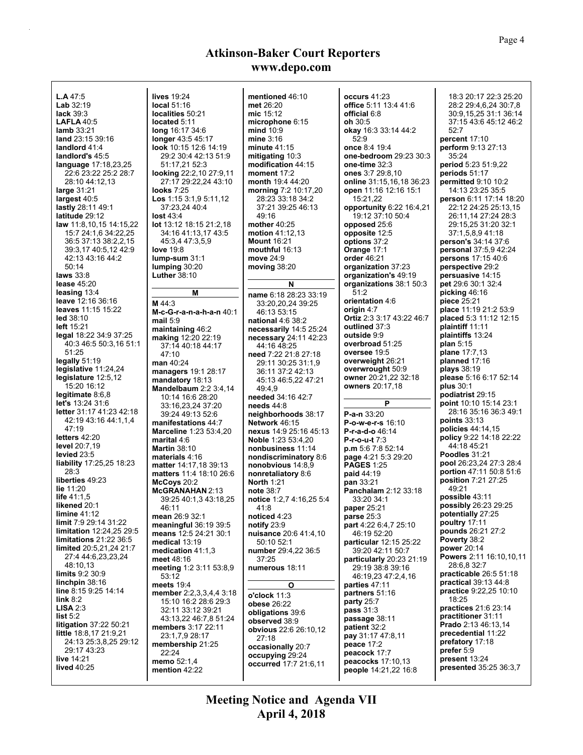# Atkinson-Baker Court Reporters
## www.depo.com

**L.A** 47:5
**Lab** 32:19
**lack** 39:3
**LAFLA** 40:5
**lamb** 33:21
**land** 23:15 39:16
**landlord** 41:4
**landlord's** 45:5
**language** 17:18,23,25 22:6 23:22 25:2 28:7 28:10 44:12,13
**large** 31:21
**largest** 40:5
**lastly** 28:11 49:1
**latitude** 29:12
**law** 11:8,10,15 14:15,22 15:7 24:1,6 34:22,25 36:5 37:13 38:2,2,15 39:3,17 40:5,12 42:9 42:13 43:16 44:2 50:14
**laws** 33:8
**lease** 45:20
**leasing** 13:4
**leave** 12:16 36:16
**leaves** 11:15 15:22
**led** 38:10
**left** 15:21
**legal** 18:22 34:9 37:25 40:3 46:5 50:3,16 51:1 51:25
**legally** 51:19
**legislative** 11:24,24
**legislature** 12:5,12 15:20 16:12
**legitimate** 8:6,8
**let's** 13:24 31:6
**letter** 31:17 41:23 42:18 42:19 43:16 44:1,1,4 47:19
**letters** 42:20
**level** 20:7,19
**levied** 23:5
**liability** 17:25,25 18:23 28:3
**liberties** 49:23
**lie** 11:20
**life** 41:1,5
**likened** 20:1
**limine** 41:12
**limit** 7:9 29:14 31:22
**limitation** 12:24,25 29:5
**limitations** 21:22 36:5
**limited** 20:5,21,24 21:7 27:4 44:6,23,23,24 48:10,13
**limits** 9:2 30:9
**linchpin** 38:16
**line** 8:15 9:25 14:14
**link** 8:2
**LISA** 2:3
**list** 5:2
**litigation** 37:22 50:21
**little** 18:8,17 21:9,21 24:13 25:3,8,25 29:12 29:17 43:23
**live** 14:21
**lived** 40:25
**lives** 19:24
**local** 51:16
**localities** 50:21
**located** 5:11
**long** 16:17 34:6
**longer** 43:5 45:17
**look** 10:15 12:6 14:19 29:2 30:4 42:13 51:9 51:17,21 52:3
**looking** 22:2,10 27:9,11 27:17 29:22,24 43:10
**looks** 7:25
**Los** 1:15 3:1,9 5:11,12 37:23,24 40:4
**lost** 43:4
**lot** 13:12 18:15 21:2,18 34:16 41:13,17 43:5 45:3,4 47:3,5,9
**love** 19:8
**lump-sum** 31:1
**lumping** 30:20
**Luther** 38:10

### M

**M** 44:3
**M-c-G-r-a-n-a-h-a-n** 40:1
**mail** 5:9
**maintaining** 46:2
**making** 12:20 22:19 37:14 40:18 44:17 47:10
**man** 40:24
**managers** 19:1 28:17
**mandatory** 18:13
**Mandelbaum** 2:2 3:4,14 10:14 16:6 28:20 33:16,23,24 37:20 39:24 49:13 52:6
**manifestations** 44:7
**Marceline** 1:23 53:4,20
**marital** 4:6
**Martin** 38:10
**materials** 4:16
**matter** 14:17,18 39:13
**matters** 11:4 18:10 26:6
**McCoys** 20:2
**McGRANAHAN** 2:13 39:25 40:1,3 43:18,25 46:11
**mean** 26:9 32:1
**meaningful** 36:19 39:5
**means** 12:5 24:21 30:1
**medical** 13:19
**medication** 41:1,3
**meet** 48:16
**meeting** 1:2 3:11 53:8,9 53:12
**meets** 19:4
**member** 2:2,3,3,4,4 3:18 15:10 16:2 28:6 29:3 32:11 33:12 39:21 43:13,22 46:7,8 51:24
**members** 3:17 22:11 23:1,7,9 28:17
**membership** 21:25 22:24
**memo** 52:1,4
**mention** 42:22
**mentioned** 46:10
**met** 26:20
**mic** 15:12
**microphone** 6:15
**mind** 10:9
**mine** 3:16
**minute** 41:15
**mitigating** 10:3
**modification** 44:15
**moment** 17:2
**month** 19:4 44:20
**morning** 7:2 10:17,20 28:23 33:18 34:2 37:21 39:25 46:13 49:16
**mother** 40:25
**motion** 41:12,13
**Mount** 16:21
**mouthful** 16:13
**move** 24:9
**moving** 38:20

### N

**name** 6:18 28:23 33:19 33:20,20,24 39:25 46:13 53:15
**national** 4:6 38:2
**necessarily** 14:5 25:24
**necessary** 24:11 42:23 44:16 48:25
**need** 7:22 21:8 27:18 29:11 30:25 31:1,9 36:11 37:2 42:13 45:13 46:5,22 47:21 49:4,9
**needed** 34:16 42:7
**needs** 44:8
**neighborhoods** 38:17
**Network** 46:15
**nexus** 14:9 25:16 45:13
**Noble** 1:23 53:4,20
**nonbusiness** 11:14
**nondiscriminatory** 8:6
**nonobvious** 14:8,9
**nonretaliatory** 8:6
**North** 1:21
**note** 38:7
**notice** 1:2,7 4:16,25 5:4 41:8
**noticed** 4:23
**notify** 23:9
**nuisance** 20:6 41:4,10 50:10 52:1
**number** 29:4,22 36:5 37:25
**numerous** 18:11

### O

**o'clock** 11:3
**obese** 26:22
**obligations** 39:6
**observed** 38:9
**obvious** 22:6 26:10,12 27:18
**occasionally** 20:7
**occupying** 29:24
**occurred** 17:7 21:6,11
**occurs** 41:23
**office** 5:11 13:4 41:6
**official** 6:8
**oh** 30:5
**okay** 16:3 33:14 44:2 52:9
**once** 8:4 19:4
**one-bedroom** 29:23 30:3
**one-time** 32:3
**ones** 3:7 29:8,10
**online** 31:15,16,18 36:23
**open** 11:16 12:16 15:1 15:21,22
**opportunity** 6:22 16:4,21 19:12 37:10 50:4
**opposed** 25:6
**opposite** 12:5
**options** 37:2
**Orange** 17:1
**order** 46:21
**organization** 37:23
**organization's** 49:19
**organizations** 38:1 50:3 51:2
**orientation** 4:6
**origin** 4:7
**Ortiz** 2:3 3:17 43:22 46:7
**outlined** 37:3
**outside** 9:9
**overbroad** 51:25
**oversee** 19:5
**overweight** 26:21
**overwrought** 50:9
**owner** 20:21,22 32:18
**owners** 20:17,18

### P

**P-a-n** 33:20
**P-o-w-e-r-s** 16:10
**P-r-a-d-o** 46:14
**P-r-o-u-t** 7:3
**p.m** 5:6 7:8 52:14
**page** 4:21 5:3 29:20
**PAGES** 1:25
**paid** 44:19
**pan** 33:21
**Panchalam** 2:12 33:18 33:20 34:1
**paper** 25:21
**parse** 25:3
**part** 4:22 6:4,7 25:10 46:19 52:20
**particular** 12:15 25:22 39:20 42:11 50:7
**particularly** 20:23 21:19 29:19 38:8 39:16 46:19,23 47:2,4,16
**parties** 47:11
**partners** 51:16
**party** 25:7
**pass** 31:3
**passage** 38:11
**patient** 32:2
**pay** 31:17 47:8,11
**peace** 17:2
**peacock** 17:7
**peacocks** 17:10,13
**people** 14:21,22 16:8 18:3 20:17 22:3 25:20 28:2 29:4,6,24 30:7,8 30:9,15,25 31:1 36:14 37:15 43:6 45:12 46:2 52:7
**percent** 17:10
**perform** 9:13 27:13 35:24
**period** 5:23 51:9,22
**periods** 51:17
**permitted** 9:10 10:2 14:13 23:25 35:5
**person** 6:11 17:14 18:20 22:12 24:25 25:13,15 26:11,14 27:24 28:3 29:15,25 31:20 32:1 37:1,5,8,9 41:18
**person's** 34:14 37:6
**personal** 37:5,9 42:24
**persons** 17:15 40:6
**perspective** 29:2
**persuasive** 14:15
**pet** 29:6 30:1 32:4
**picking** 46:16
**piece** 25:21
**place** 11:19 21:2 53:9
**placed** 5:3 11:12 12:15
**plaintiff** 11:11
**plaintiffs** 13:24
**plan** 5:15
**plane** 17:7,13
**planned** 17:16
**plays** 38:19
**please** 5:16 6:17 52:14
**plus** 30:1
**podiatrist** 29:15
**point** 10:10 15:14 23:1 28:16 35:16 36:3 49:1
**points** 33:13
**policies** 44:14,15
**policy** 9:22 14:18 22:22 44:18 45:21
**Poodles** 31:21
**pool** 26:23,24 27:3 28:4
**portion** 47:11 50:8 51:6
**position** 7:21 27:25 49:21
**possible** 43:11
**possibly** 26:23 29:25
**potentially** 27:25
**poultry** 17:11
**pounds** 26:21 27:2
**Poverty** 38:2
**power** 20:14
**Powers** 2:11 16:10,10,11 28:6,8 32:7
**practicable** 26:5 51:18
**practical** 39:13 44:8
**practice** 9:22,25 10:10 18:25
**practices** 21:6 23:14
**practitioner** 31:11
**Prado** 2:13 46:13,14
**precedential** 11:22
**prefatory** 17:18
**prefer** 5:9
**present** 13:24
**presented** 35:25 36:3,7

**Meeting Notice and Agenda VII**
**April 4, 2018**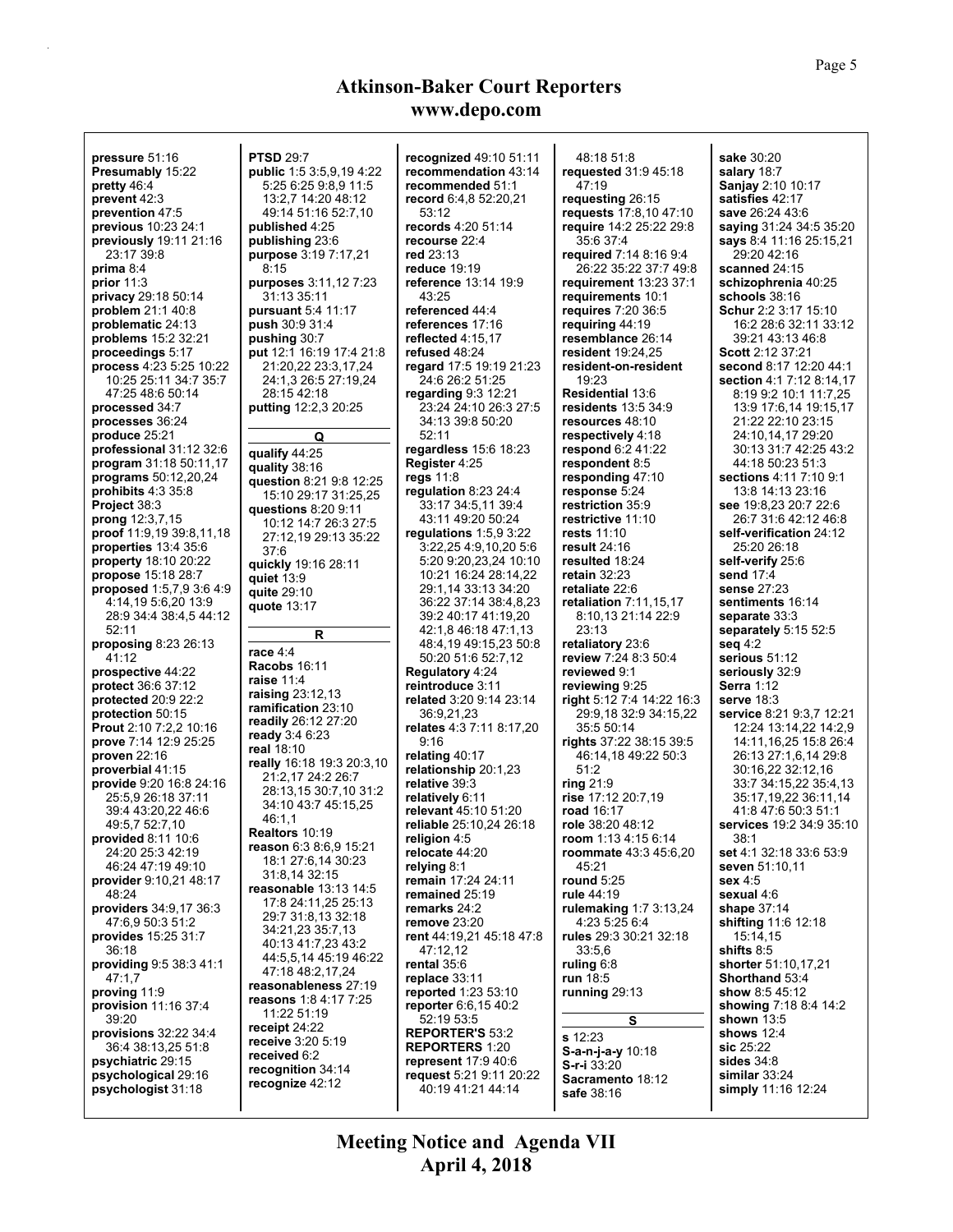**Atkinson-Baker Court Reporters**
**www.depo.com**

**pressure** 51:16
**Presumably** 15:22
**pretty** 46:4
**prevent** 42:3
**prevention** 47:5
**previous** 10:23 24:1
**previously** 19:11 21:16 23:17 39:8
**prima** 8:4
**prior** 11:3
**privacy** 29:18 50:14
**problem** 21:1 40:8
**problematic** 24:13
**problems** 15:2 32:21
**proceedings** 5:17
**process** 4:23 5:25 10:22 10:25 25:11 34:7 35:7 47:25 48:6 50:14
**processed** 34:7
**processes** 36:24
**produce** 25:21
**professional** 31:12 32:6
**program** 31:18 50:11,17
**programs** 50:12,20,24
**prohibits** 4:3 35:8
**Project** 38:3
**prong** 12:3,7,15
**proof** 11:9,19 39:8,11,18
**properties** 13:4 35:6
**property** 18:10 20:22
**propose** 15:18 28:7
**proposed** 1:5,7,9 3:6 4:9 4:14,19 5:6,20 13:9 28:9 34:4 38:4,5 44:12 52:11
**proposing** 8:23 26:13 41:12
**prospective** 44:22
**protect** 36:6 37:12
**protected** 20:9 22:2
**protection** 50:15
**Prout** 2:10 7:2,2 10:16
**prove** 7:14 12:9 25:25
**proven** 22:16
**proverbial** 41:15
**provide** 9:20 16:8 24:16 25:5,9 26:18 37:11 39:4 43:20,22 46:6 49:5,7 52:7,10
**provided** 8:11 10:6 24:20 25:3 42:19 46:24 47:19 49:10
**provider** 9:10,21 48:17 48:24
**providers** 34:9,17 36:3 47:6,9 50:3 51:2
**provides** 15:25 31:7 36:18
**providing** 9:5 38:3 41:1 47:1,7
**proving** 11:9
**provision** 11:16 37:4 39:20
**provisions** 32:22 34:4 36:4 38:13,25 51:8
**psychiatric** 29:15
**psychological** 29:16
**psychologist** 31:18
**PTSD** 29:7
**public** 1:5 3:5,9,19 4:22 5:25 6:25 9:8,9 11:5 13:2,7 14:20 48:12 49:14 51:16 52:7,10
**published** 4:25
**publishing** 23:6
**purpose** 3:19 7:17,21 8:15
**purposes** 3:11,12 7:23 31:13 35:11
**pursuant** 5:4 11:17
**push** 30:9 31:4
**pushing** 30:7
**put** 12:1 16:19 17:4 21:8 21:20,22 23:3,17,24 24:1,3 26:5 27:19,24 28:15 42:18
**putting** 12:2,3 20:25

**Q**

**qualify** 44:25
**quality** 38:16
**question** 8:21 9:8 12:25 15:10 29:17 31:25,25
**questions** 8:20 9:11 10:12 14:7 26:3 27:5 27:12,19 29:13 35:22 37:6
**quickly** 19:16 28:11
**quiet** 13:9
**quite** 29:10
**quote** 13:17

**R**

**race** 4:4
**Racobs** 16:11
**raise** 11:4
**raising** 23:12,13
**ramification** 23:10
**readily** 26:12 27:20
**ready** 3:4 6:23
**real** 18:10
**really** 16:18 19:3 20:3,10 21:2,17 24:2 26:7 28:13,15 30:7,10 31:2 34:10 43:7 45:15,25 46:1,1
**Realtors** 10:19
**reason** 6:3 8:6,9 15:21 18:1 27:6,14 30:23 31:8,14 32:15
**reasonable** 13:13 14:5 17:8 24:11,25 25:13 29:7 31:8,13 32:18 34:21,23 35:7,13 40:13 41:7,23 43:2 44:5,5,14 45:19 46:22 47:18 48:2,17,24
**reasonableness** 27:19
**reasons** 1:8 4:17 7:25 11:22 51:19
**receipt** 24:22
**receive** 3:20 5:19
**received** 6:2
**recognition** 34:14
**recognize** 42:12
**recognized** 49:10 51:11
**recommendation** 43:14
**recommended** 51:1
**record** 6:4,8 52:20,21 53:12
**records** 4:20 51:14
**recourse** 22:4
**red** 23:13
**reduce** 19:19
**reference** 13:14 19:9 43:25
**referenced** 44:4
**references** 17:16
**reflected** 4:15,17
**refused** 48:24
**regard** 17:5 19:19 21:23 24:6 26:2 51:25
**regarding** 9:3 12:21 23:24 24:10 26:3 27:5 34:13 39:8 50:20 52:11
**regardless** 15:6 18:23
**Register** 4:25
**regs** 11:8
**regulation** 8:23 24:4 33:17 34:5,11 39:4 43:11 49:20 50:24
**regulations** 1:5,9 3:22 3:22,25 4:9,10,20 5:6 5:20 9:20,23,24 10:10 10:21 16:24 28:14,22 29:1,14 33:13 34:20 36:22 37:14 38:4,8,23 39:2 40:17 41:19,20 42:1,8 46:18 47:1,13 48:4,19 49:15,23 50:8 50:20 51:6 52:7,12
**Regulatory** 4:24
**reintroduce** 3:11
**related** 3:20 9:14 23:14 36:9,21,23
**relates** 4:3 7:11 8:17,20 9:16
**relating** 40:17
**relationship** 20:1,23
**relative** 39:3
**relatively** 6:11
**relevant** 45:10 51:20
**reliable** 25:10,24 26:18
**religion** 4:5
**relocate** 44:20
**relying** 8:1
**remain** 17:24 24:11
**remained** 25:19
**remarks** 24:2
**remove** 23:20
**rent** 44:19,21 45:18 47:8 47:12,12
**rental** 35:6
**replace** 33:11
**reported** 1:23 53:10
**reporter** 6:6,15 40:2 52:19 53:5
**REPORTER'S** 53:2
**REPORTERS** 1:20
**represent** 17:9 40:6
**request** 5:21 9:11 20:22 40:19 41:21 44:14 48:18 51:8
**requested** 31:9 45:18 47:19
**requesting** 26:15
**requests** 17:8,10 47:10
**require** 14:2 25:22 29:8 35:6 37:4
**required** 7:14 8:16 9:4 26:22 35:22 37:7 49:8
**requirement** 13:23 37:1
**requirements** 10:1
**requires** 7:20 36:5
**requiring** 44:19
**resemblance** 26:14
**resident** 19:24,25
**resident-on-resident** 19:23
**Residential** 13:6
**residents** 13:5 34:9
**resources** 48:10
**respectively** 4:18
**respond** 6:2 41:22
**respondent** 8:5
**responding** 47:10
**response** 5:24
**restriction** 35:9
**restrictive** 11:10
**rests** 11:10
**result** 24:16
**resulted** 18:24
**retain** 32:23
**retaliate** 22:6
**retaliation** 7:11,15,17 8:10,13 21:14 22:9 23:13
**retaliatory** 23:6
**review** 7:24 8:3 50:4
**reviewed** 9:1
**reviewing** 9:25
**right** 5:12 7:4 14:22 16:3 29:9,18 32:9 34:15,22 35:5 50:14
**rights** 37:22 38:15 39:5 46:14,18 49:22 50:3 51:2
**ring** 21:9
**rise** 17:12 20:7,19
**road** 16:17
**role** 38:20 48:12
**room** 1:13 4:15 6:14
**roommate** 43:3 45:6,20 45:21
**round** 5:25
**rule** 44:19
**rulemaking** 1:7 3:13,24 4:23 5:25 6:4
**rules** 29:3 30:21 32:18 33:5,6
**ruling** 6:8
**run** 18:5
**running** 29:13

**S**

**s** 12:23
**S-a-n-j-a-y** 10:18
**S-r-i** 33:20
**Sacramento** 18:12
**safe** 38:16
**sake** 30:20
**salary** 18:7
**Sanjay** 2:10 10:17
**satisfies** 42:17
**save** 26:24 43:6
**saying** 31:24 34:5 35:20
**says** 8:4 11:16 25:15,21 29:20 42:16
**scanned** 24:15
**schizophrenia** 40:25
**schools** 38:16
**Schur** 2:2 3:17 15:10 16:2 28:6 32:11 33:12 39:21 43:13 46:8
**Scott** 2:12 37:21
**second** 8:17 12:20 44:1
**section** 4:1 7:12 8:14,17 8:19 9:2 10:1 11:7,25 13:9 17:6,14 19:15,17 21:22 22:10 23:15 24:10,14,17 29:20 30:13 31:7 42:25 43:2 44:18 50:23 51:3
**sections** 4:11 7:10 9:1 13:8 14:13 23:16
**see** 19:8,23 20:7 22:6 26:7 31:6 42:12 46:8
**self-verification** 24:12 25:20 26:18
**self-verify** 25:6
**send** 17:4
**sense** 27:23
**sentiments** 16:14
**separate** 33:3
**separately** 5:15 52:5
**seq** 4:2
**serious** 51:12
**seriously** 32:9
**Serra** 1:12
**serve** 18:3
**service** 8:21 9:3,7 12:21 12:24 13:14,22 14:2,9 14:11,16,25 15:8 26:4 26:13 27:1,6,14 29:8 30:16,22 32:12,16 33:7 34:15,22 35:4,13 35:17,19,22 36:11,14 41:8 47:6 50:3 51:1
**services** 19:2 34:9 35:10 38:1
**set** 4:1 32:18 33:6 53:9
**seven** 51:10,11
**sex** 4:5
**sexual** 4:6
**shape** 37:14
**shifting** 11:6 12:18 15:14,15
**shifts** 8:5
**shorter** 51:10,17,21
**Shorthand** 53:4
**show** 8:5 45:12
**showing** 7:18 8:4 14:2
**shown** 13:5
**shows** 12:4
**sic** 25:22
**sides** 34:8
**similar** 33:24
**simply** 11:16 12:24

**Meeting Notice and Agenda VII**
**April 4, 2018**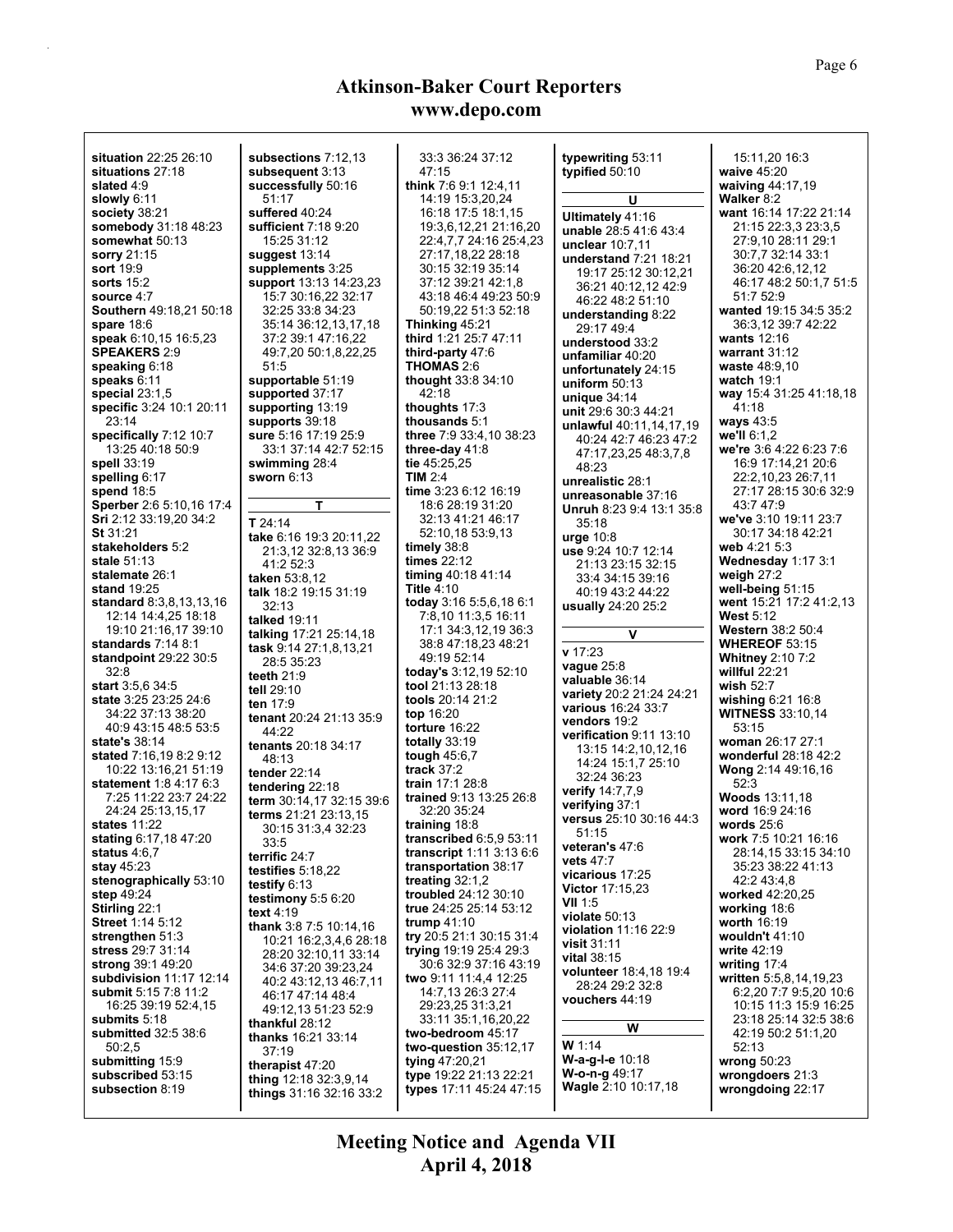situation 22:25 26:10
situations 27:18
slated 4:9
slowly 6:11
society 38:21
somebody 31:18 48:23
somewhat 50:13
sorry 21:15
sort 19:9
sorts 15:2
source 4:7
Southern 49:18,21 50:18
spare 18:6
speak 6:10,15 16:5,23
SPEAKERS 2:9
speaking 6:18
speaks 6:11
special 23:1,5
specific 3:24 10:1 20:11 23:14
specifically 7:12 10:7 13:25 40:18 50:9
spell 33:19
spelling 6:17
spend 18:5
Sperber 2:6 5:10,16 17:4
Sri 2:12 33:19,20 34:2
St 31:21
stakeholders 5:2
stale 51:13
stalemate 26:1
stand 19:25
standard 8:3,8,13,13,16 12:14 14:4,25 18:18 19:10 21:16,17 39:10
standards 7:14 8:1
standpoint 29:22 30:5 32:8
start 3:5,6 34:5
state 3:25 23:25 24:6 34:22 37:13 38:20 40:9 43:15 48:5 53:5
state's 38:14
stated 7:16,19 8:2 9:12 10:22 13:16,21 51:19
statement 1:8 4:17 6:3 7:25 11:22 23:7 24:22 24:24 25:13,15,17
states 11:22
stating 6:17,18 47:20
status 4:6,7
stay 45:23
stenographically 53:10
step 49:24
Stirling 22:1
Street 1:14 5:12
strengthen 51:3
stress 29:7 31:14
strong 39:1 49:20
subdivision 11:17 12:14
submit 5:15 7:8 11:2 16:25 39:19 52:4,15
submits 5:18
submitted 32:5 38:6 50:2,5
submitting 15:9
subscribed 53:15
subsection 8:19
subsections 7:12,13
subsequent 3:13
successfully 50:16 51:17
suffered 40:24
sufficient 7:18 9:20 15:25 31:12
suggest 13:14
supplements 3:25
support 13:13 14:23,23 15:7 30:16,22 32:17 32:25 33:8 34:23 35:14 36:12,13,17,18 37:2 39:1 47:16,22 49:7,20 50:1,8,22,25 51:5
supportable 51:19
supported 37:17
supporting 13:19
supports 39:18
sure 5:16 17:19 25:9 33:1 37:14 42:7 52:15
swimming 28:4
sworn 6:13

**T**

T 24:14
take 6:16 19:3 20:11,22 21:3,12 32:8,13 36:9 41:2 52:3
taken 53:8,12
talk 18:2 19:15 31:19 32:13
talked 19:11
talking 17:21 25:14,18
task 9:14 27:1,8,13,21 28:5 35:23
teeth 21:9
tell 29:10
ten 17:9
tenant 20:24 21:13 35:9 44:22
tenants 20:18 34:17 48:13
tender 22:14
tendering 22:18
term 30:14,17 32:15 39:6
terms 21:21 23:13,15 30:15 31:3,4 32:23 33:5
terrific 24:7
testifies 5:18,22
testify 6:13
testimony 5:5 6:20
text 4:19
thank 3:8 7:5 10:14,16 10:21 16:2,3,4,6 28:18 28:20 32:10,11 33:14 34:6 37:20 39:23,24 40:2 43:12,13 46:7,11 46:17 47:14 48:4 49:12,13 51:23 52:9
thankful 28:12
thanks 16:21 33:14 37:19
therapist 47:20
thing 12:18 32:3,9,14
things 31:16 32:16 33:2 33:3 36:24 37:12 47:15
think 7:6 9:1 12:4,11 14:19 15:3,20,24 16:18 17:5 18:1,15 19:3,6,12,21 21:16,20 22:4,7,7 24:16 25:4,23 27:17,18,22 28:18 30:15 32:19 35:14 37:12 39:21 42:1,8 43:18 46:4 49:23 50:9 50:19,22 51:3 52:18
Thinking 45:21
third 1:21 25:7 47:11
third-party 47:6
THOMAS 2:6
thought 33:8 34:10 42:18
thoughts 17:3
thousands 5:1
three 7:9 33:4,10 38:23
three-day 41:8
tie 45:25,25
TIM 2:4
time 3:23 6:12 16:19 18:6 28:19 31:20 32:13 41:21 46:17 52:10,18 53:9,13
timely 38:8
times 22:12
timing 40:18 41:14
Title 4:10
today 3:16 5:5,6,18 6:1 7:8,10 11:3,5 16:11 17:1 34:3,12,19 36:3 38:8 47:18,23 48:21 49:19 52:14
today's 3:12,19 52:10
tool 21:13 28:18
tools 20:14 21:2
top 16:20
torture 16:22
totally 33:19
tough 45:6,7
track 37:2
train 17:1 28:8
trained 9:13 13:25 26:8 32:20 35:24
training 18:8
transcribed 6:5,9 53:11
transcript 1:11 3:13 6:6
transportation 38:17
treating 32:1,2
troubled 24:12 30:10
true 24:25 25:14 53:12
trump 41:10
try 20:5 21:1 30:15 31:4
trying 19:19 25:4 29:3 30:6 32:9 37:16 43:19
two 9:11 11:4,4 12:25 14:7,13 26:3 27:4 29:23,25 31:3,21 33:11 35:1,16,20,22
two-bedroom 45:17
two-question 35:12,17
tying 47:20,21
type 19:22 21:13 22:21
types 17:11 45:24 47:15
typewriting 53:11
typified 50:10

**U**

Ultimately 41:16
unable 28:5 41:6 43:4
unclear 10:7,11
understand 7:21 18:21 19:17 25:12 30:12,21 36:21 40:12,12 42:9 46:22 48:2 51:10
understanding 8:22 29:17 49:4
understood 33:2
unfamiliar 40:20
unfortunately 24:15
uniform 50:13
unique 34:14
unit 29:6 30:3 44:21
unlawful 40:11,14,17,19 40:24 42:7 46:23 47:2 47:17,23,25 48:3,7,8 48:23
unrealistic 28:1
unreasonable 37:16
Unruh 8:23 9:4 13:1 35:8 35:18
urge 10:8
use 9:24 10:7 12:14 21:13 23:15 32:15 33:4 34:15 39:16 40:19 43:2 44:22
usually 24:20 25:2

**V**

v 17:23
vague 25:8
valuable 36:14
variety 20:2 21:24 24:21
various 16:24 33:7
vendors 19:2
verification 9:11 13:10 13:15 14:2,10,12,16 14:24 15:1,7 25:10 32:24 36:23
verify 14:7,7,9
verifying 37:1
versus 25:10 30:16 44:3 51:15
veteran's 47:6
vets 47:7
vicarious 17:25
Victor 17:15,23
VII 1:5
violate 50:13
violation 11:16 22:9
visit 31:11
vital 38:15
volunteer 18:4,18 19:4 28:24 29:2 32:8
vouchers 44:19

**W**

W 1:14
W-a-g-l-e 10:18
W-o-n-g 49:17
Wagle 2:10 10:17,18 15:11,20 16:3
waive 45:20
waiving 44:17,19
Walker 8:2
want 16:14 17:22 21:14 21:15 22:3,3 23:3,5 27:9,10 28:11 29:1 30:7,7 32:14 33:1 36:20 42:6,12,12 46:17 48:2 50:1,7 51:5 51:7 52:9
wanted 19:15 34:5 35:2 36:3,12 39:7 42:22
wants 12:16
warrant 31:12
waste 48:9,10
watch 19:1
way 15:4 31:25 41:18,18 41:18
ways 43:5
we'll 6:1,2
we're 3:6 4:22 6:23 7:6 16:9 17:14,21 20:6 22:2,10,23 26:7,11 27:17 28:15 30:6 32:9 43:7 47:9
we've 3:10 19:11 23:7 30:17 34:18 42:21
web 4:21 5:3
Wednesday 1:17 3:1
weigh 27:2
well-being 51:15
went 15:21 17:2 41:2,13
West 5:12
Western 38:2 50:4
WHEREOF 53:15
Whitney 2:10 7:2
willful 22:21
wish 52:7
wishing 6:21 16:8
WITNESS 33:10,14 53:15
woman 26:17 27:1
wonderful 28:18 42:2
Wong 2:14 49:16,16 52:3
Woods 13:11,18
word 16:9 24:16
words 25:6
work 7:5 10:21 16:16 28:14,15 33:15 34:10 35:23 38:22 41:13 42:2 43:4,8
worked 42:20,25
working 18:6
worth 16:19
wouldn't 41:10
write 42:19
writing 17:4
written 5:5,8,14,19,23 6:2,20 7:7 9:5,20 10:6 10:15 11:3 15:9 16:25 23:18 25:14 32:5 38:6 42:19 50:2 51:1,20 52:13
wrong 50:23
wrongdoers 21:3
wrongdoing 22:17

**Meeting Notice and Agenda VII**
**April 4, 2018**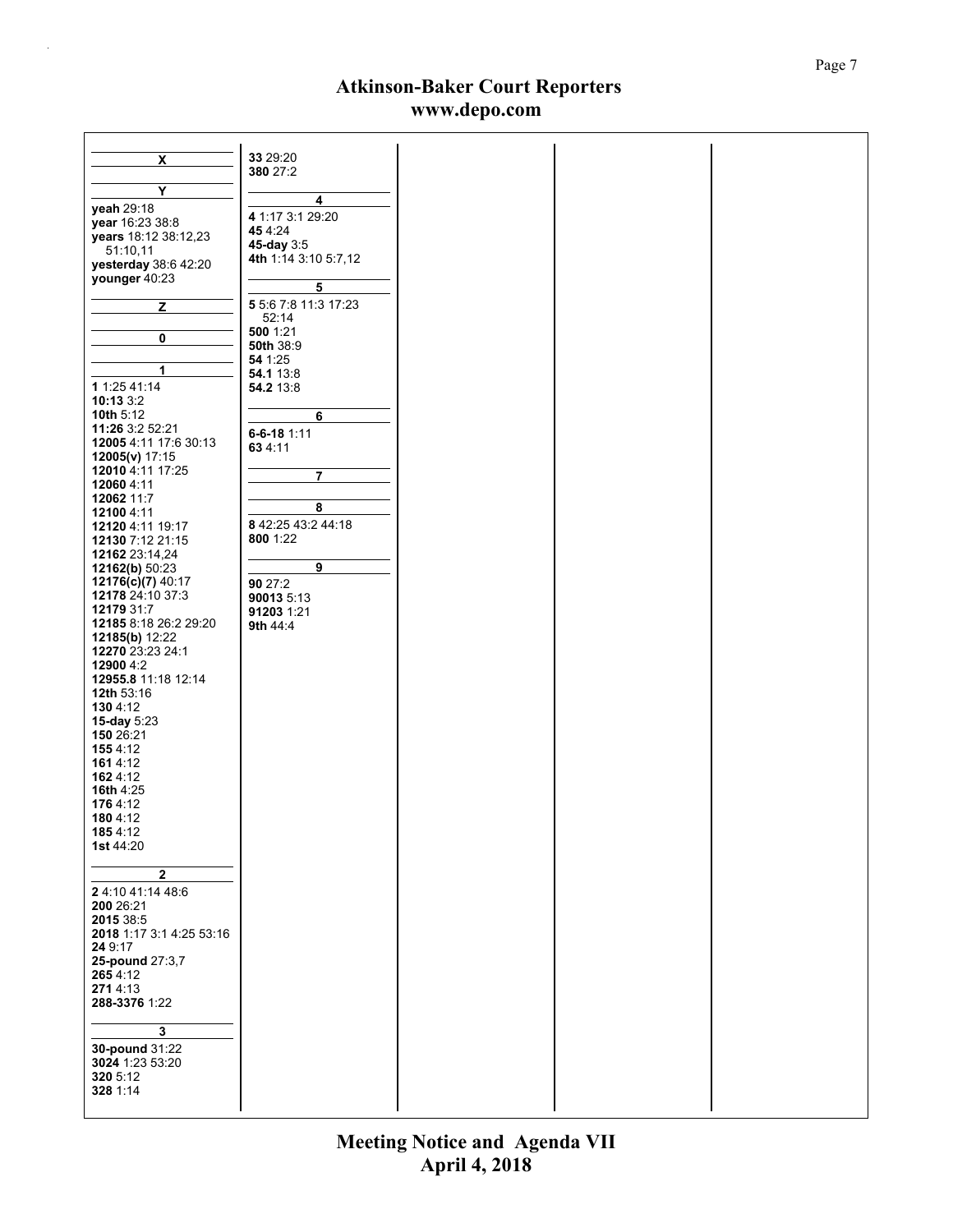**X**

**Y**

**yeah** 29:18
**year** 16:23 38:8
**years** 18:12 38:12,23 51:10,11
**yesterday** 38:6 42:20
**younger** 40:23

**Z**

**0**

**1**

**1** 1:25 41:14
**10:13** 3:2
**10th** 5:12
**11:26** 3:2 52:21
**12005** 4:11 17:6 30:13
**12005(v)** 17:15
**12010** 4:11 17:25
**12060** 4:11
**12062** 11:7
**12100** 4:11
**12120** 4:11 19:17
**12130** 7:12 21:15
**12162** 23:14,24
**12162(b)** 50:23
**12176(c)(7)** 40:17
**12178** 24:10 37:3
**12179** 31:7
**12185** 8:18 26:2 29:20
**12185(b)** 12:22
**12270** 23:23 24:1
**12900** 4:2
**12955.8** 11:18 12:14
**12th** 53:16
**130** 4:12
**15-day** 5:23
**150** 26:21
**155** 4:12
**161** 4:12
**162** 4:12
**16th** 4:25
**176** 4:12
**180** 4:12
**185** 4:12
**1st** 44:20

**2**

**2** 4:10 41:14 48:6
**200** 26:21
**2015** 38:5
**2018** 1:17 3:1 4:25 53:16
**24** 9:17
**25-pound** 27:3,7
**265** 4:12
**271** 4:13
**288-3376** 1:22

**3**

**30-pound** 31:22
**3024** 1:23 53:20
**320** 5:12
**328** 1:14
**33** 29:20
**380** 27:2

**4**

**4** 1:17 3:1 29:20
**45** 4:24
**45-day** 3:5
**4th** 1:14 3:10 5:7,12

**5**

**5** 5:6 7:8 11:3 17:23 52:14
**500** 1:21
**50th** 38:9
**54** 1:25
**54.1** 13:8
**54.2** 13:8

**6**

**6-6-18** 1:11
**63** 4:11

**7**

**8**

**8** 42:25 43:2 44:18
**800** 1:22

**9**

**90** 27:2
**90013** 5:13
**91203** 1:21
**9th** 44:4